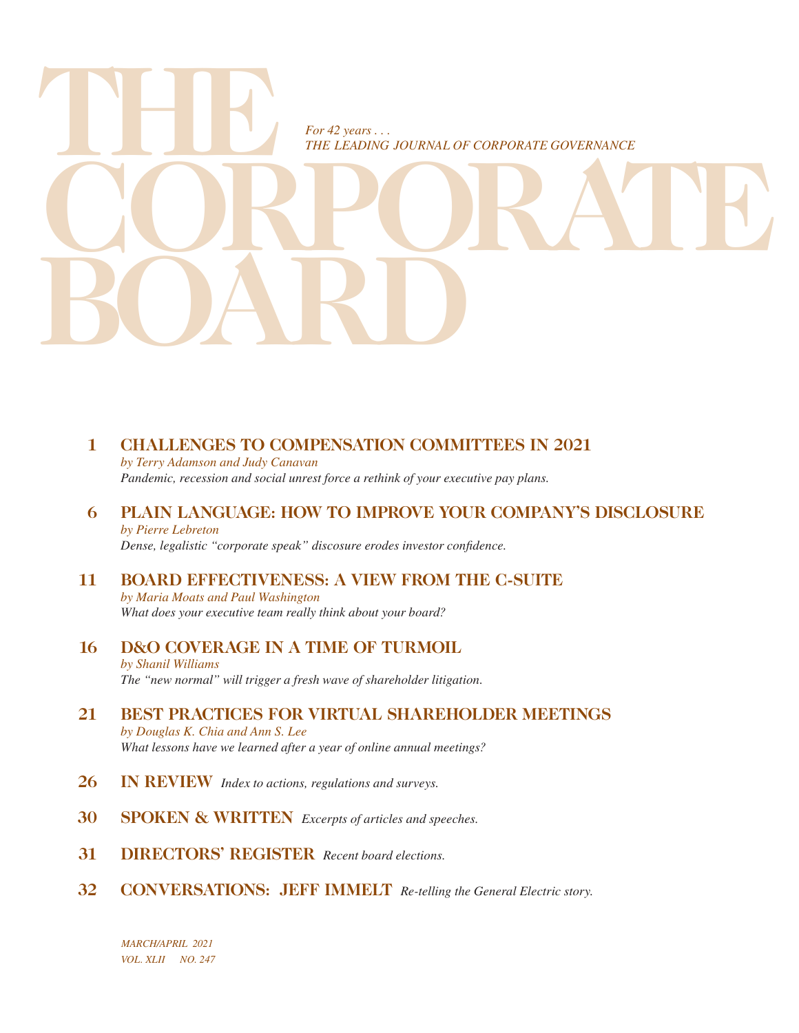# THE CORPORATE BOARD

*For 42 years . . .*
*THE LEADING JOURNAL OF CORPORATE GOVERNANCE*

**1 CHALLENGES TO COMPENSATION COMMITTEES IN 2021**
*by Terry Adamson and Judy Canavan*
*Pandemic, recession and social unrest force a rethink of your executive pay plans.*

**6 PLAIN LANGUAGE: HOW TO IMPROVE YOUR COMPANY'S DISCLOSURE**
*by Pierre Lebreton*
*Dense, legalistic "corporate speak" discosure erodes investor confidence.*

**11 BOARD EFFECTIVENESS: A VIEW FROM THE C-SUITE**
*by Maria Moats and Paul Washington*
*What does your executive team really think about your board?*

**16 D&O COVERAGE IN A TIME OF TURMOIL**
*by Shanil Williams*
*The "new normal" will trigger a fresh wave of shareholder litigation.*

**21 BEST PRACTICES FOR VIRTUAL SHAREHOLDER MEETINGS**
*by Douglas K. Chia and Ann S. Lee*
*What lessons have we learned after a year of online annual meetings?*

**26 IN REVIEW** *Index to actions, regulations and surveys.*

**30 SPOKEN & WRITTEN** *Excerpts of articles and speeches.*

**31 DIRECTORS' REGISTER** *Recent board elections.*

**32 CONVERSATIONS: JEFF IMMELT** *Re-telling the General Electric story.*

*MARCH/APRIL 2021*
*VOL. XLII NO. 247*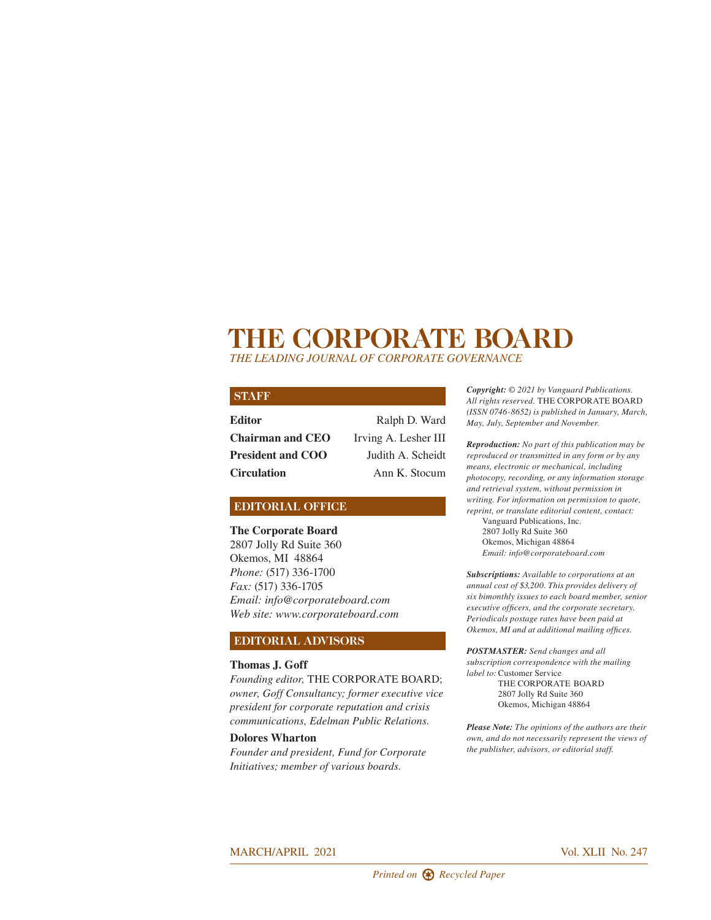# THE CORPORATE BOARD

*THE LEADING JOURNAL OF CORPORATE GOVERNANCE*

## STAFF

| | |
|---|---|
| **Editor** | Ralph D. Ward |
| **Chairman and CEO** | Irving A. Lesher III |
| **President and COO** | Judith A. Scheidt |
| **Circulation** | Ann K. Stocum |

## EDITORIAL OFFICE

**The Corporate Board**
2807 Jolly Rd Suite 360
Okemos, MI 48864
*Phone:* (517) 336-1700
*Fax:* (517) 336-1705
*Email: info@corporateboard.com*
*Web site: www.corporateboard.com*

## EDITORIAL ADVISORS

**Thomas J. Goff**
*Founding editor,* THE CORPORATE BOARD; *owner, Goff Consultancy; former executive vice president for corporate reputation and crisis communications, Edelman Public Relations.*

**Dolores Wharton**
*Founder and president, Fund for Corporate Initiatives; member of various boards.*

***Copyright:*** *© 2021 by Vanguard Publications. All rights reserved.* THE CORPORATE BOARD *(ISSN 0746-8652) is published in January, March, May, July, September and November.*

***Reproduction:*** *No part of this publication may be reproduced or transmitted in any form or by any means, electronic or mechanical, including photocopy, recording, or any information storage and retrieval system, without permission in writing. For information on permission to quote, reprint, or translate editorial content, contact:*
Vanguard Publications, Inc.
2807 Jolly Rd Suite 360
Okemos, Michigan 48864
*Email: info@corporateboard.com*

***Subscriptions:*** *Available to corporations at an annual cost of $3,200. This provides delivery of six bimonthly issues to each board member, senior executive officers, and the corporate secretary. Periodicals postage rates have been paid at Okemos, MI and at additional mailing offices.*

***POSTMASTER:*** *Send changes and all subscription correspondence with the mailing label to:* Customer Service
THE CORPORATE BOARD
2807 Jolly Rd Suite 360
Okemos, Michigan 48864

***Please Note:*** *The opinions of the authors are their own, and do not necessarily represent the views of the publisher, advisors, or editorial staff.*

MARCH/APRIL 2021 Vol. XLII No. 247

*Printed on Recycled Paper*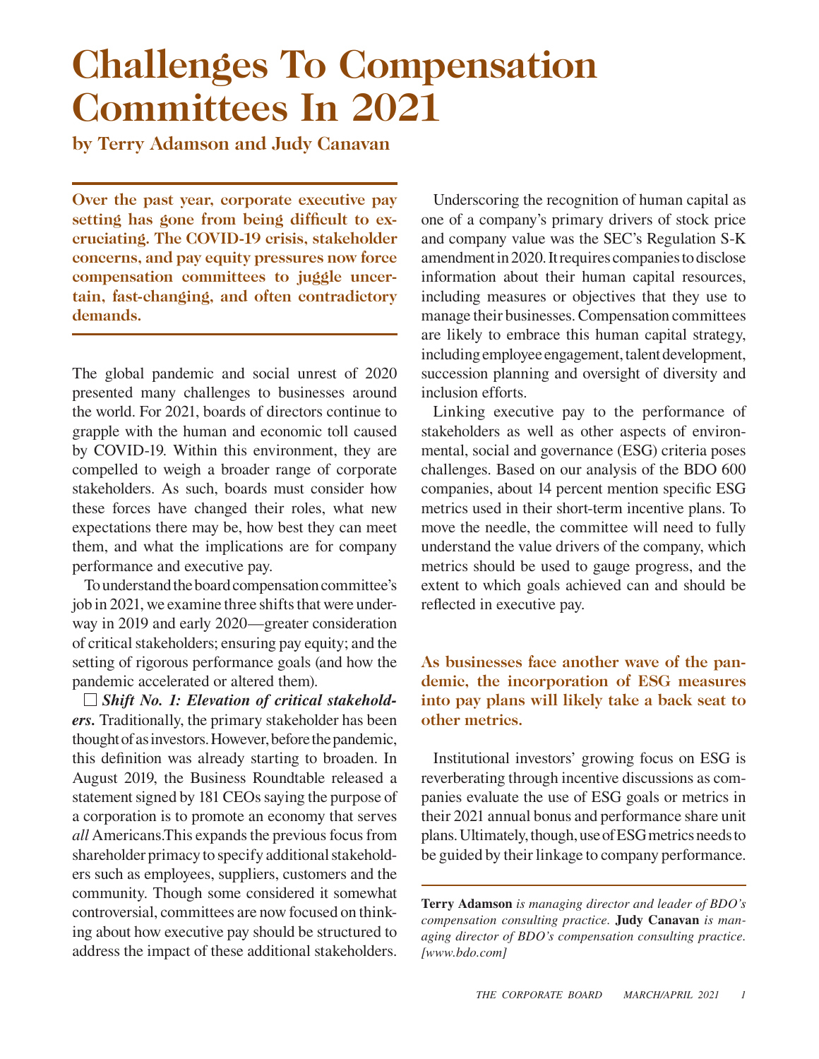# Challenges To Compensation Committees In 2021

**by Terry Adamson and Judy Canavan**

**Over the past year, corporate executive pay setting has gone from being difficult to excruciating. The COVID-19 crisis, stakeholder concerns, and pay equity pressures now force compensation committees to juggle uncertain, fast-changing, and often contradictory demands.**

The global pandemic and social unrest of 2020 presented many challenges to businesses around the world. For 2021, boards of directors continue to grapple with the human and economic toll caused by COVID-19. Within this environment, they are compelled to weigh a broader range of corporate stakeholders. As such, boards must consider how these forces have changed their roles, what new expectations there may be, how best they can meet them, and what the implications are for company performance and executive pay.

To understand the board compensation committee's job in 2021, we examine three shifts that were underway in 2019 and early 2020—greater consideration of critical stakeholders; ensuring pay equity; and the setting of rigorous performance goals (and how the pandemic accelerated or altered them).

☐ ***Shift No. 1: Elevation of critical stakeholders.*** Traditionally, the primary stakeholder has been thought of as investors. However, before the pandemic, this definition was already starting to broaden. In August 2019, the Business Roundtable released a statement signed by 181 CEOs saying the purpose of a corporation is to promote an economy that serves *all* Americans. This expands the previous focus from shareholder primacy to specify additional stakeholders such as employees, suppliers, customers and the community. Though some considered it somewhat controversial, committees are now focused on thinking about how executive pay should be structured to address the impact of these additional stakeholders.

Underscoring the recognition of human capital as one of a company's primary drivers of stock price and company value was the SEC's Regulation S-K amendment in 2020. It requires companies to disclose information about their human capital resources, including measures or objectives that they use to manage their businesses. Compensation committees are likely to embrace this human capital strategy, including employee engagement, talent development, succession planning and oversight of diversity and inclusion efforts.

Linking executive pay to the performance of stakeholders as well as other aspects of environmental, social and governance (ESG) criteria poses challenges. Based on our analysis of the BDO 600 companies, about 14 percent mention specific ESG metrics used in their short-term incentive plans. To move the needle, the committee will need to fully understand the value drivers of the company, which metrics should be used to gauge progress, and the extent to which goals achieved can and should be reflected in executive pay.

**As businesses face another wave of the pandemic, the incorporation of ESG measures into pay plans will likely take a back seat to other metrics.**

Institutional investors' growing focus on ESG is reverberating through incentive discussions as companies evaluate the use of ESG goals or metrics in their 2021 annual bonus and performance share unit plans. Ultimately, though, use of ESG metrics needs to be guided by their linkage to company performance.

---

**Terry Adamson** *is managing director and leader of BDO's compensation consulting practice.* **Judy Canavan** *is managing director of BDO's compensation consulting practice. [www.bdo.com]*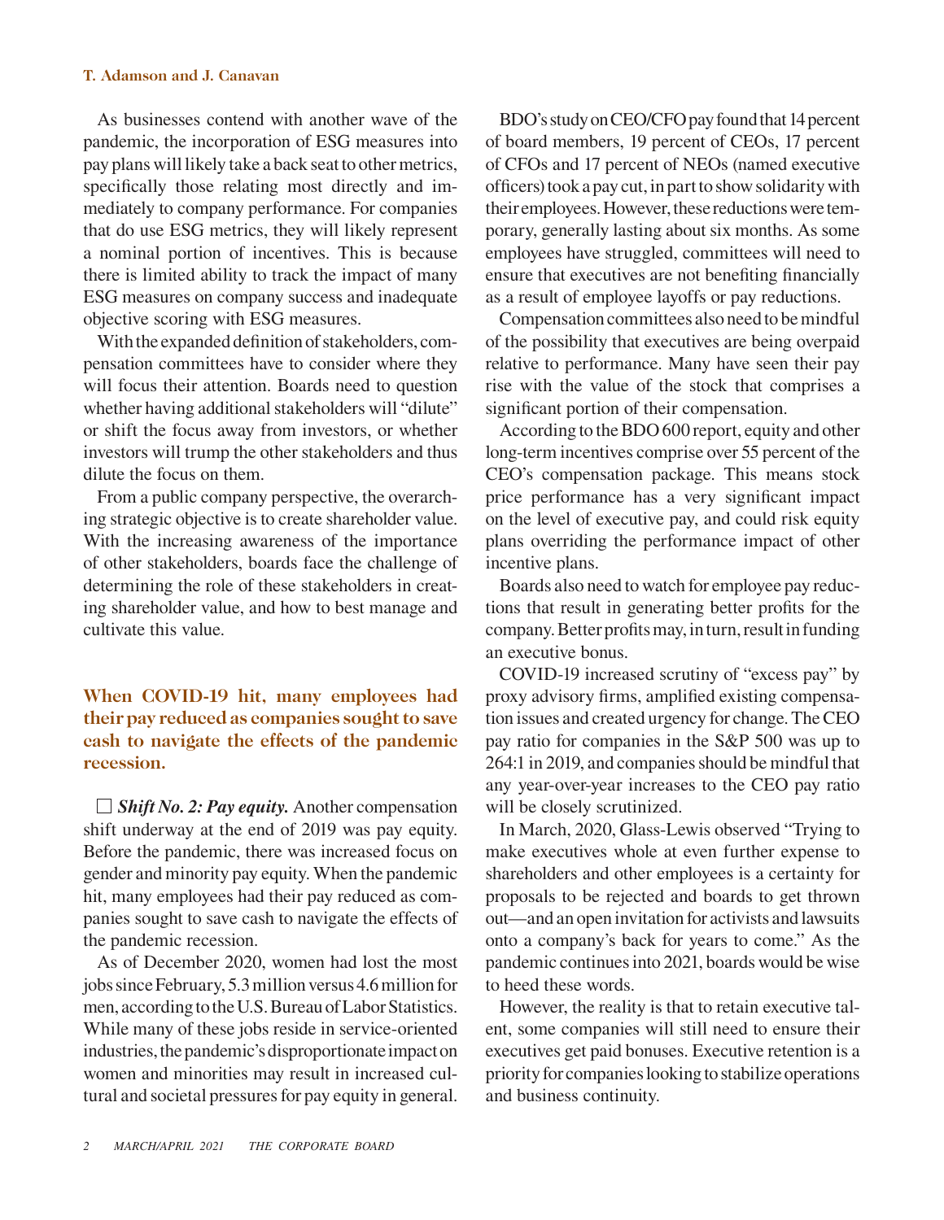As businesses contend with another wave of the pandemic, the incorporation of ESG measures into pay plans will likely take a back seat to other metrics, specifically those relating most directly and immediately to company performance. For companies that do use ESG metrics, they will likely represent a nominal portion of incentives. This is because there is limited ability to track the impact of many ESG measures on company success and inadequate objective scoring with ESG measures.

With the expanded definition of stakeholders, compensation committees have to consider where they will focus their attention. Boards need to question whether having additional stakeholders will "dilute" or shift the focus away from investors, or whether investors will trump the other stakeholders and thus dilute the focus on them.

From a public company perspective, the overarching strategic objective is to create shareholder value. With the increasing awareness of the importance of other stakeholders, boards face the challenge of determining the role of these stakeholders in creating shareholder value, and how to best manage and cultivate this value.

**When COVID-19 hit, many employees had their pay reduced as companies sought to save cash to navigate the effects of the pandemic recession.**

☐ ***Shift No. 2: Pay equity.*** Another compensation shift underway at the end of 2019 was pay equity. Before the pandemic, there was increased focus on gender and minority pay equity. When the pandemic hit, many employees had their pay reduced as companies sought to save cash to navigate the effects of the pandemic recession.

As of December 2020, women had lost the most jobs since February, 5.3 million versus 4.6 million for men, according to the U.S. Bureau of Labor Statistics. While many of these jobs reside in service-oriented industries, the pandemic's disproportionate impact on women and minorities may result in increased cultural and societal pressures for pay equity in general.

BDO's study on CEO/CFO pay found that 14 percent of board members, 19 percent of CEOs, 17 percent of CFOs and 17 percent of NEOs (named executive officers) took a pay cut, in part to show solidarity with their employees. However, these reductions were temporary, generally lasting about six months. As some employees have struggled, committees will need to ensure that executives are not benefiting financially as a result of employee layoffs or pay reductions.

Compensation committees also need to be mindful of the possibility that executives are being overpaid relative to performance. Many have seen their pay rise with the value of the stock that comprises a significant portion of their compensation.

According to the BDO 600 report, equity and other long-term incentives comprise over 55 percent of the CEO's compensation package. This means stock price performance has a very significant impact on the level of executive pay, and could risk equity plans overriding the performance impact of other incentive plans.

Boards also need to watch for employee pay reductions that result in generating better profits for the company. Better profits may, in turn, result in funding an executive bonus.

COVID-19 increased scrutiny of "excess pay" by proxy advisory firms, amplified existing compensation issues and created urgency for change. The CEO pay ratio for companies in the S&P 500 was up to 264:1 in 2019, and companies should be mindful that any year-over-year increases to the CEO pay ratio will be closely scrutinized.

In March, 2020, Glass-Lewis observed "Trying to make executives whole at even further expense to shareholders and other employees is a certainty for proposals to be rejected and boards to get thrown out—and an open invitation for activists and lawsuits onto a company's back for years to come." As the pandemic continues into 2021, boards would be wise to heed these words.

However, the reality is that to retain executive talent, some companies will still need to ensure their executives get paid bonuses. Executive retention is a priority for companies looking to stabilize operations and business continuity.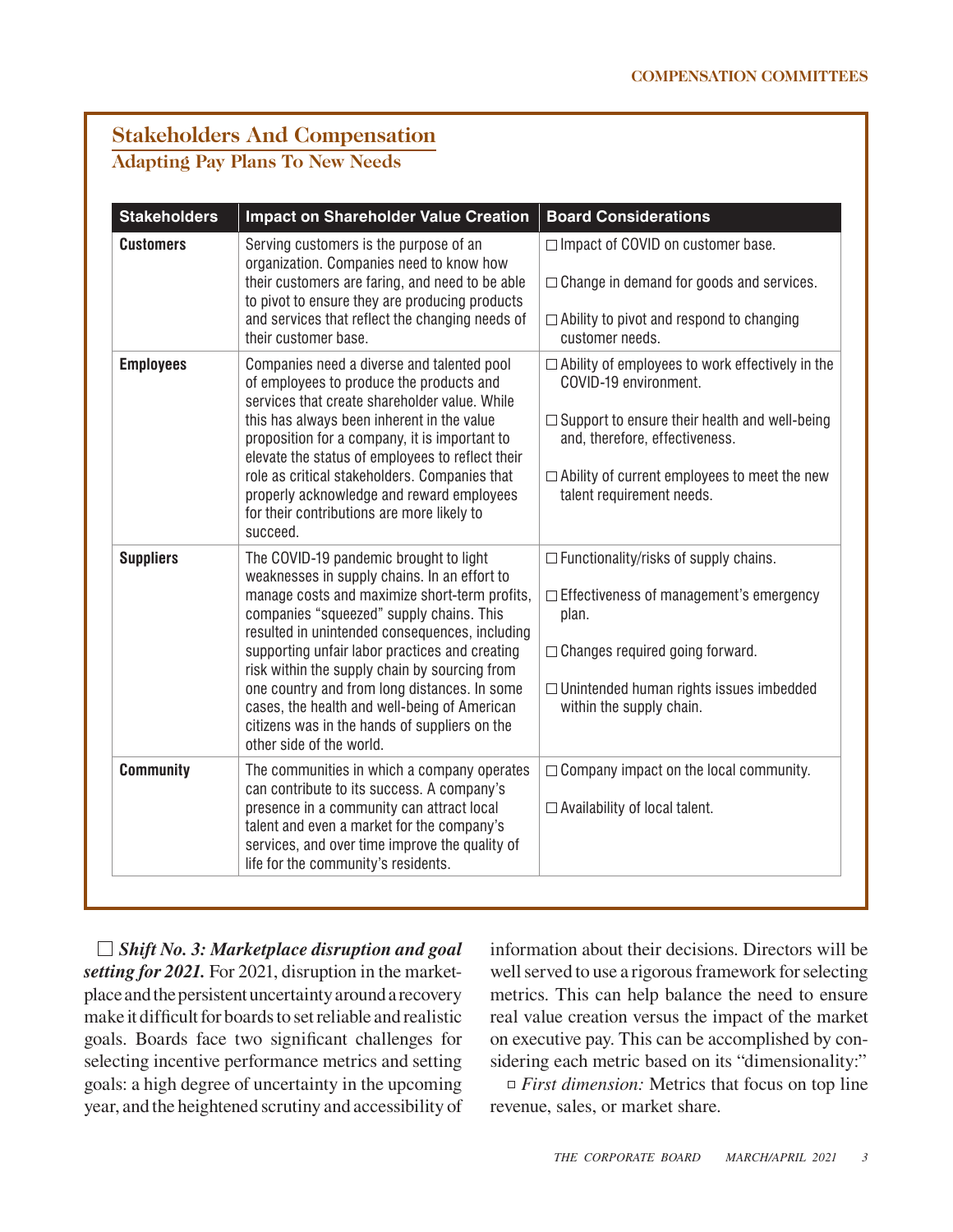## Stakeholders And Compensation

### Adapting Pay Plans To New Needs

| Stakeholders | Impact on Shareholder Value Creation | Board Considerations |
|---|---|---|
| **Customers** | Serving customers is the purpose of an organization. Companies need to know how their customers are faring, and need to be able to pivot to ensure they are producing products and services that reflect the changing needs of their customer base. | □ Impact of COVID on customer base.<br>□ Change in demand for goods and services.<br>□ Ability to pivot and respond to changing customer needs. |
| **Employees** | Companies need a diverse and talented pool of employees to produce the products and services that create shareholder value. While this has always been inherent in the value proposition for a company, it is important to elevate the status of employees to reflect their role as critical stakeholders. Companies that properly acknowledge and reward employees for their contributions are more likely to succeed. | □ Ability of employees to work effectively in the COVID-19 environment.<br>□ Support to ensure their health and well-being and, therefore, effectiveness.<br>□ Ability of current employees to meet the new talent requirement needs. |
| **Suppliers** | The COVID-19 pandemic brought to light weaknesses in supply chains. In an effort to manage costs and maximize short-term profits, companies "squeezed" supply chains. This resulted in unintended consequences, including supporting unfair labor practices and creating risk within the supply chain by sourcing from one country and from long distances. In some cases, the health and well-being of American citizens was in the hands of suppliers on the other side of the world. | □ Functionality/risks of supply chains.<br>□ Effectiveness of management's emergency plan.<br>□ Changes required going forward.<br>□ Unintended human rights issues imbedded within the supply chain. |
| **Community** | The communities in which a company operates can contribute to its success. A company's presence in a community can attract local talent and even a market for the company's services, and over time improve the quality of life for the community's residents. | □ Company impact on the local community.<br>□ Availability of local talent. |

□ ***Shift No. 3: Marketplace disruption and goal setting for 2021.*** For 2021, disruption in the marketplace and the persistent uncertainty around a recovery make it difficult for boards to set reliable and realistic goals. Boards face two significant challenges for selecting incentive performance metrics and setting goals: a high degree of uncertainty in the upcoming year, and the heightened scrutiny and accessibility of information about their decisions. Directors will be well served to use a rigorous framework for selecting metrics. This can help balance the need to ensure real value creation versus the impact of the market on executive pay. This can be accomplished by considering each metric based on its "dimensionality:"

□ *First dimension:* Metrics that focus on top line revenue, sales, or market share.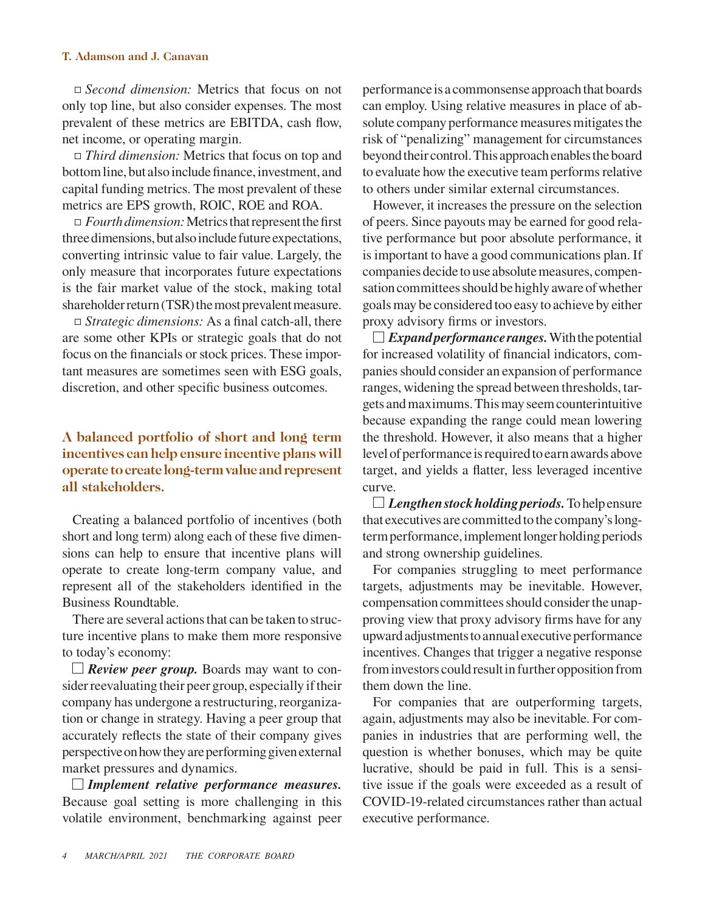□ *Second dimension:* Metrics that focus on not only top line, but also consider expenses. The most prevalent of these metrics are EBITDA, cash flow, net income, or operating margin.

□ *Third dimension:* Metrics that focus on top and bottom line, but also include finance, investment, and capital funding metrics. The most prevalent of these metrics are EPS growth, ROIC, ROE and ROA.

□ *Fourth dimension:* Metrics that represent the first three dimensions, but also include future expectations, converting intrinsic value to fair value. Largely, the only measure that incorporates future expectations is the fair market value of the stock, making total shareholder return (TSR) the most prevalent measure.

□ *Strategic dimensions:* As a final catch-all, there are some other KPIs or strategic goals that do not focus on the financials or stock prices. These important measures are sometimes seen with ESG goals, discretion, and other specific business outcomes.

## A balanced portfolio of short and long term incentives can help ensure incentive plans will operate to create long-term value and represent all stakeholders.

Creating a balanced portfolio of incentives (both short and long term) along each of these five dimensions can help to ensure that incentive plans will operate to create long-term company value, and represent all of the stakeholders identified in the Business Roundtable.

There are several actions that can be taken to structure incentive plans to make them more responsive to today's economy:

□ ***Review peer group.*** Boards may want to consider reevaluating their peer group, especially if their company has undergone a restructuring, reorganization or change in strategy. Having a peer group that accurately reflects the state of their company gives perspective on how they are performing given external market pressures and dynamics.

□ ***Implement relative performance measures.*** Because goal setting is more challenging in this volatile environment, benchmarking against peer performance is a commonsense approach that boards can employ. Using relative measures in place of absolute company performance measures mitigates the risk of "penalizing" management for circumstances beyond their control. This approach enables the board to evaluate how the executive team performs relative to others under similar external circumstances.

However, it increases the pressure on the selection of peers. Since payouts may be earned for good relative performance but poor absolute performance, it is important to have a good communications plan. If companies decide to use absolute measures, compensation committees should be highly aware of whether goals may be considered too easy to achieve by either proxy advisory firms or investors.

□ ***Expand performance ranges.*** With the potential for increased volatility of financial indicators, companies should consider an expansion of performance ranges, widening the spread between thresholds, targets and maximums. This may seem counterintuitive because expanding the range could mean lowering the threshold. However, it also means that a higher level of performance is required to earn awards above target, and yields a flatter, less leveraged incentive curve.

□ ***Lengthen stock holding periods.*** To help ensure that executives are committed to the company's long-term performance, implement longer holding periods and strong ownership guidelines.

For companies struggling to meet performance targets, adjustments may be inevitable. However, compensation committees should consider the unapproving view that proxy advisory firms have for any upward adjustments to annual executive performance incentives. Changes that trigger a negative response from investors could result in further opposition from them down the line.

For companies that are outperforming targets, again, adjustments may also be inevitable. For companies in industries that are performing well, the question is whether bonuses, which may be quite lucrative, should be paid in full. This is a sensitive issue if the goals were exceeded as a result of COVID-19-related circumstances rather than actual executive performance.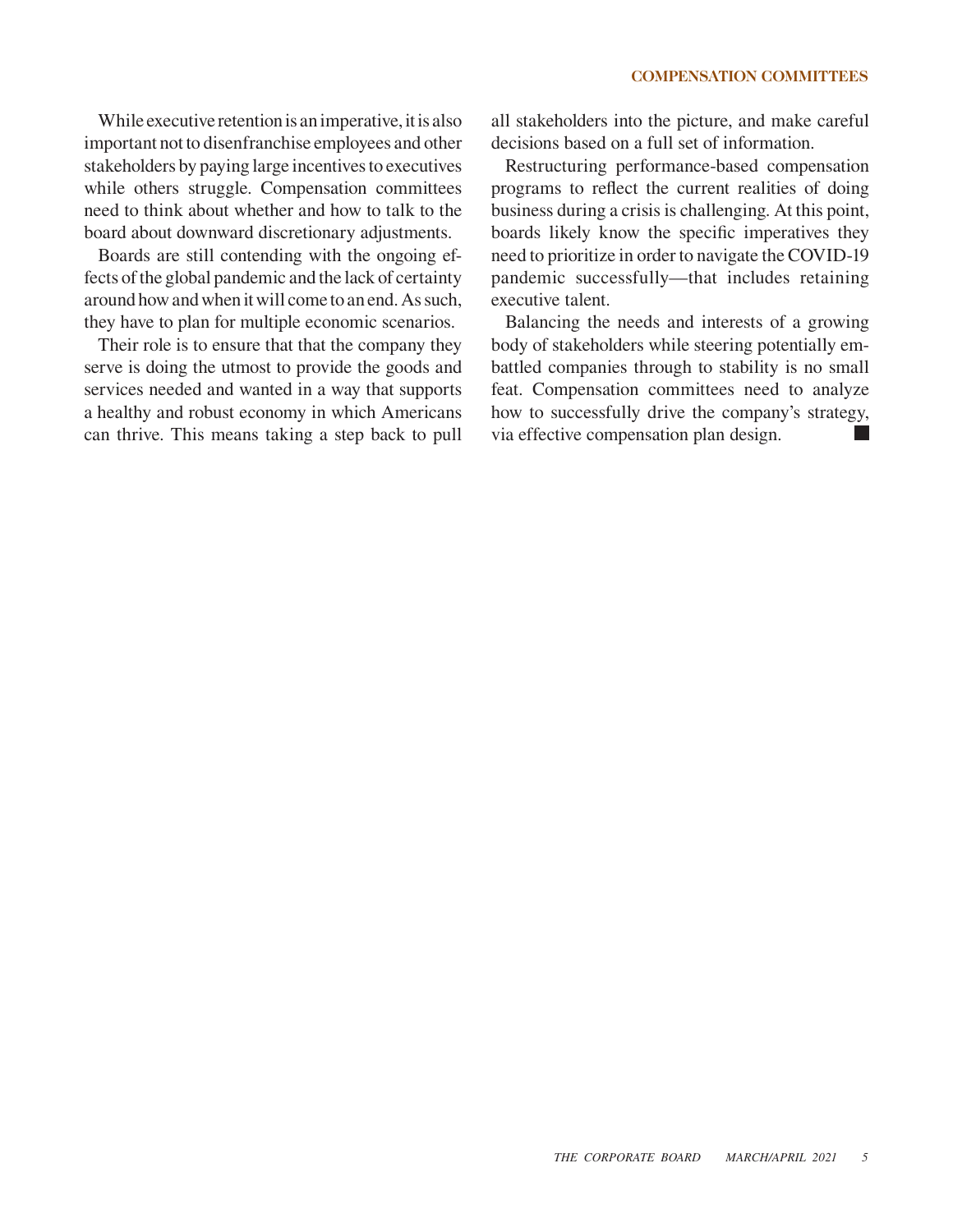While executive retention is an imperative, it is also important not to disenfranchise employees and other stakeholders by paying large incentives to executives while others struggle. Compensation committees need to think about whether and how to talk to the board about downward discretionary adjustments.

Boards are still contending with the ongoing effects of the global pandemic and the lack of certainty around how and when it will come to an end. As such, they have to plan for multiple economic scenarios.

Their role is to ensure that that the company they serve is doing the utmost to provide the goods and services needed and wanted in a way that supports a healthy and robust economy in which Americans can thrive. This means taking a step back to pull all stakeholders into the picture, and make careful decisions based on a full set of information.

Restructuring performance-based compensation programs to reflect the current realities of doing business during a crisis is challenging. At this point, boards likely know the specific imperatives they need to prioritize in order to navigate the COVID-19 pandemic successfully—that includes retaining executive talent.

Balancing the needs and interests of a growing body of stakeholders while steering potentially embattled companies through to stability is no small feat. Compensation committees need to analyze how to successfully drive the company's strategy, via effective compensation plan design. ■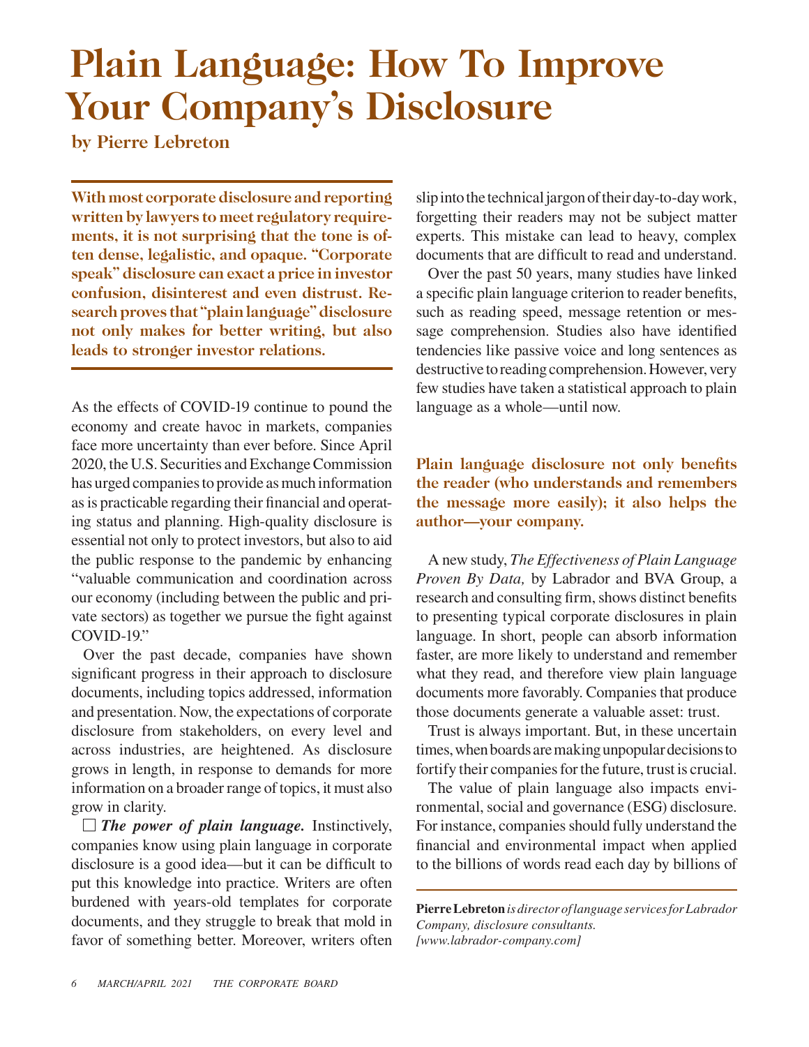# Plain Language: How To Improve Your Company's Disclosure

**by Pierre Lebreton**

**With most corporate disclosure and reporting written by lawyers to meet regulatory requirements, it is not surprising that the tone is often dense, legalistic, and opaque. "Corporate speak" disclosure can exact a price in investor confusion, disinterest and even distrust. Research proves that "plain language" disclosure not only makes for better writing, but also leads to stronger investor relations.**

As the effects of COVID-19 continue to pound the economy and create havoc in markets, companies face more uncertainty than ever before. Since April 2020, the U.S. Securities and Exchange Commission has urged companies to provide as much information as is practicable regarding their financial and operating status and planning. High-quality disclosure is essential not only to protect investors, but also to aid the public response to the pandemic by enhancing "valuable communication and coordination across our economy (including between the public and private sectors) as together we pursue the fight against COVID-19."

Over the past decade, companies have shown significant progress in their approach to disclosure documents, including topics addressed, information and presentation. Now, the expectations of corporate disclosure from stakeholders, on every level and across industries, are heightened. As disclosure grows in length, in response to demands for more information on a broader range of topics, it must also grow in clarity.

☐ ***The power of plain language.*** Instinctively, companies know using plain language in corporate disclosure is a good idea—but it can be difficult to put this knowledge into practice. Writers are often burdened with years-old templates for corporate documents, and they struggle to break that mold in favor of something better. Moreover, writers often slip into the technical jargon of their day-to-day work, forgetting their readers may not be subject matter experts. This mistake can lead to heavy, complex documents that are difficult to read and understand.

Over the past 50 years, many studies have linked a specific plain language criterion to reader benefits, such as reading speed, message retention or message comprehension. Studies also have identified tendencies like passive voice and long sentences as destructive to reading comprehension. However, very few studies have taken a statistical approach to plain language as a whole—until now.

**Plain language disclosure not only benefits the reader (who understands and remembers the message more easily); it also helps the author—your company.**

A new study, *The Effectiveness of Plain Language Proven By Data,* by Labrador and BVA Group, a research and consulting firm, shows distinct benefits to presenting typical corporate disclosures in plain language. In short, people can absorb information faster, are more likely to understand and remember what they read, and therefore view plain language documents more favorably. Companies that produce those documents generate a valuable asset: trust.

Trust is always important. But, in these uncertain times, when boards are making unpopular decisions to fortify their companies for the future, trust is crucial.

The value of plain language also impacts environmental, social and governance (ESG) disclosure. For instance, companies should fully understand the financial and environmental impact when applied to the billions of words read each day by billions of

---

**Pierre Lebreton** *is director of language services for Labrador Company, disclosure consultants. [www.labrador-company.com]*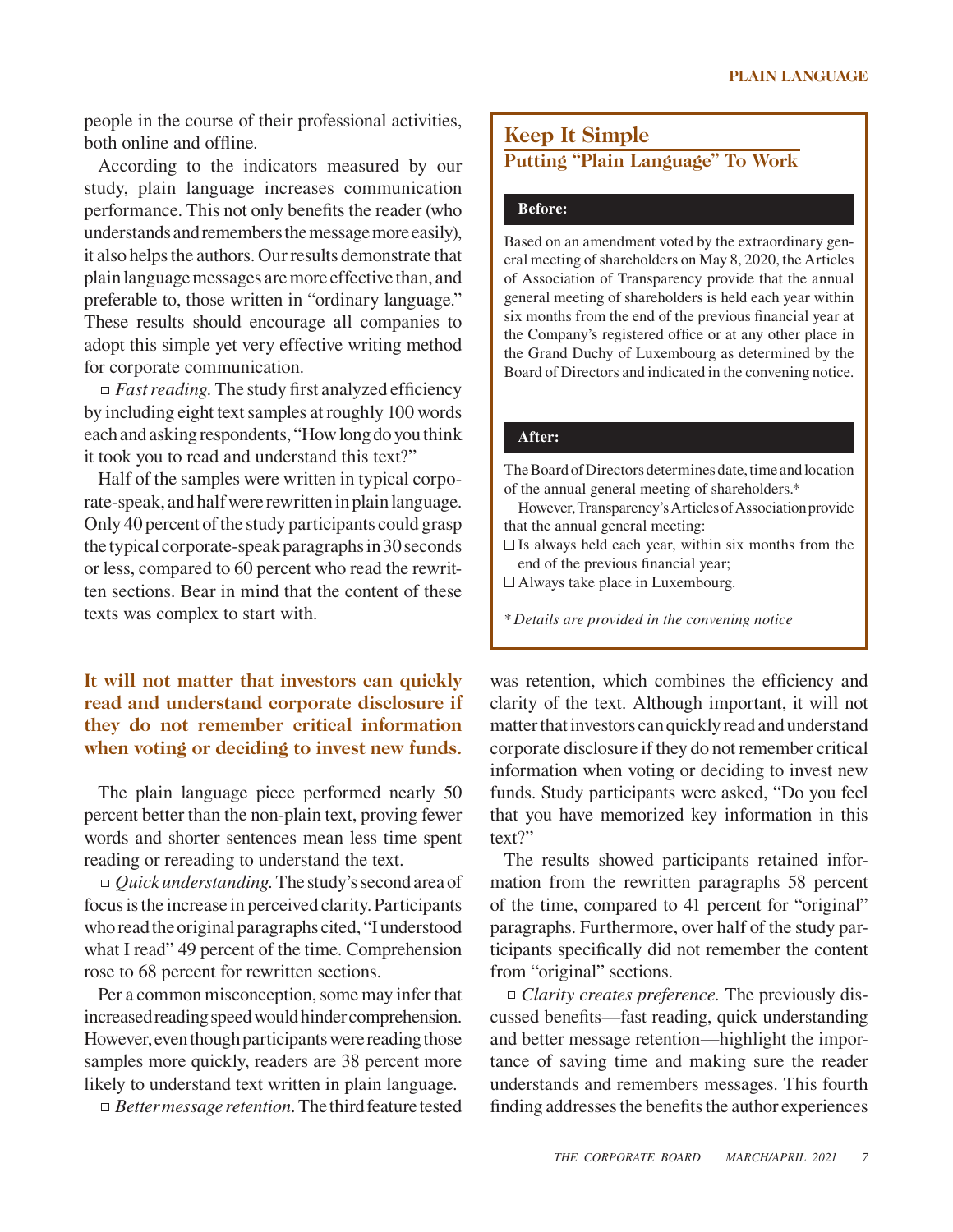people in the course of their professional activities, both online and offline.

According to the indicators measured by our study, plain language increases communication performance. This not only benefits the reader (who understands and remembers the message more easily), it also helps the authors. Our results demonstrate that plain language messages are more effective than, and preferable to, those written in "ordinary language." These results should encourage all companies to adopt this simple yet very effective writing method for corporate communication.

□ *Fast reading.* The study first analyzed efficiency by including eight text samples at roughly 100 words each and asking respondents, "How long do you think it took you to read and understand this text?"

Half of the samples were written in typical corporate-speak, and half were rewritten in plain language. Only 40 percent of the study participants could grasp the typical corporate-speak paragraphs in 30 seconds or less, compared to 60 percent who read the rewritten sections. Bear in mind that the content of these texts was complex to start with.

**It will not matter that investors can quickly read and understand corporate disclosure if they do not remember critical information when voting or deciding to invest new funds.**

The plain language piece performed nearly 50 percent better than the non-plain text, proving fewer words and shorter sentences mean less time spent reading or rereading to understand the text.

□ *Quick understanding.* The study's second area of focus is the increase in perceived clarity. Participants who read the original paragraphs cited, "I understood what I read" 49 percent of the time. Comprehension rose to 68 percent for rewritten sections.

Per a common misconception, some may infer that increased reading speed would hinder comprehension. However, even though participants were reading those samples more quickly, readers are 38 percent more likely to understand text written in plain language.

□ *Better message retention.* The third feature tested was retention, which combines the efficiency and clarity of the text. Although important, it will not matter that investors can quickly read and understand corporate disclosure if they do not remember critical information when voting or deciding to invest new funds. Study participants were asked, "Do you feel that you have memorized key information in this text?"

The results showed participants retained information from the rewritten paragraphs 58 percent of the time, compared to 41 percent for "original" paragraphs. Furthermore, over half of the study participants specifically did not remember the content from "original" sections.

□ *Clarity creates preference.* The previously discussed benefits—fast reading, quick understanding and better message retention—highlight the importance of saving time and making sure the reader understands and remembers messages. This fourth finding addresses the benefits the author experiences

## Keep It Simple

### Putting "Plain Language" To Work

**Before:**

Based on an amendment voted by the extraordinary general meeting of shareholders on May 8, 2020, the Articles of Association of Transparency provide that the annual general meeting of shareholders is held each year within six months from the end of the previous financial year at the Company's registered office or at any other place in the Grand Duchy of Luxembourg as determined by the Board of Directors and indicated in the convening notice.

**After:**

The Board of Directors determines date, time and location of the annual general meeting of shareholders.*

However, Transparency's Articles of Association provide that the annual general meeting:

- Is always held each year, within six months from the end of the previous financial year;
- Always take place in Luxembourg.

*\* Details are provided in the convening notice*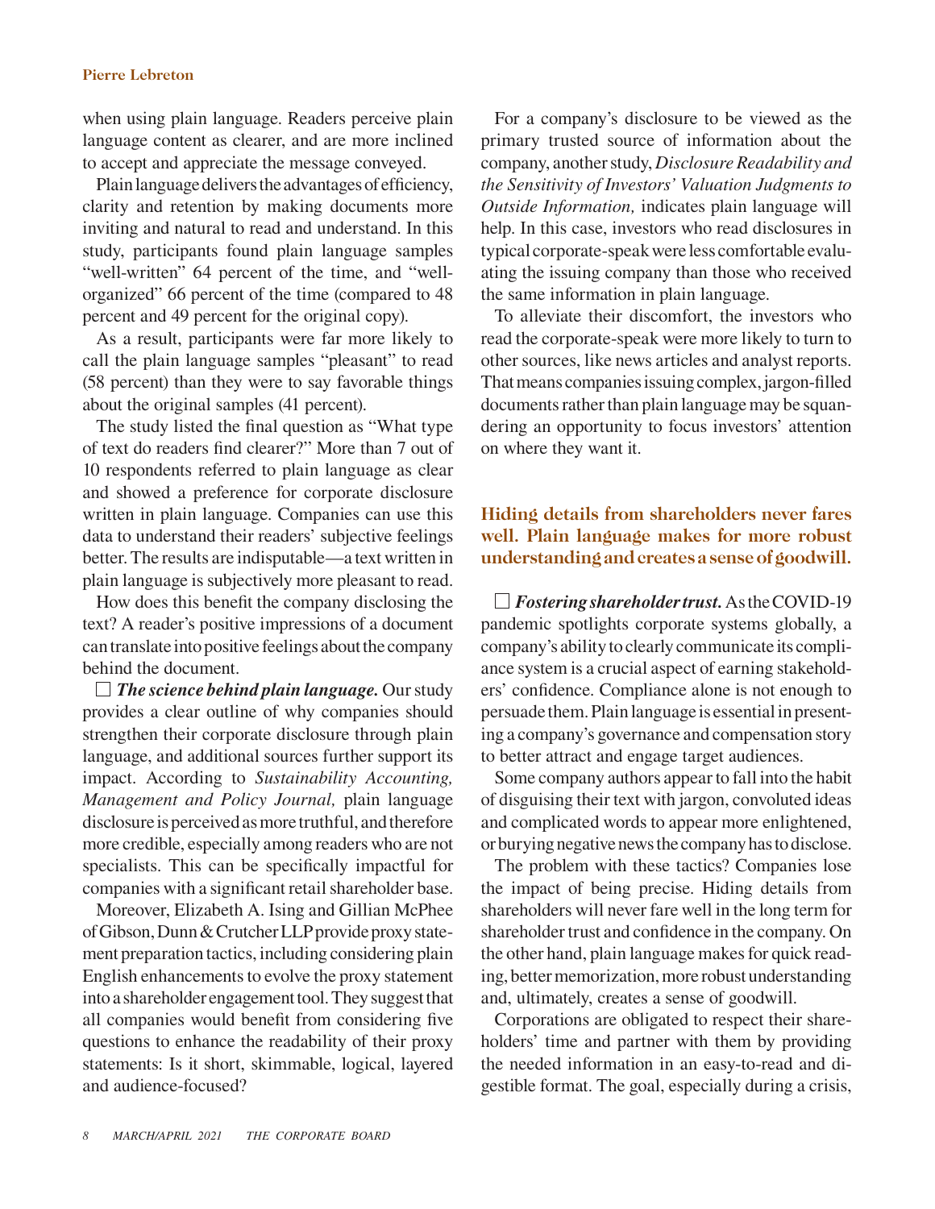when using plain language. Readers perceive plain language content as clearer, and are more inclined to accept and appreciate the message conveyed.

Plain language delivers the advantages of efficiency, clarity and retention by making documents more inviting and natural to read and understand. In this study, participants found plain language samples "well-written" 64 percent of the time, and "well-organized" 66 percent of the time (compared to 48 percent and 49 percent for the original copy).

As a result, participants were far more likely to call the plain language samples "pleasant" to read (58 percent) than they were to say favorable things about the original samples (41 percent).

The study listed the final question as "What type of text do readers find clearer?" More than 7 out of 10 respondents referred to plain language as clear and showed a preference for corporate disclosure written in plain language. Companies can use this data to understand their readers' subjective feelings better. The results are indisputable—a text written in plain language is subjectively more pleasant to read.

How does this benefit the company disclosing the text? A reader's positive impressions of a document can translate into positive feelings about the company behind the document.

☐ ***The science behind plain language.*** Our study provides a clear outline of why companies should strengthen their corporate disclosure through plain language, and additional sources further support its impact. According to *Sustainability Accounting, Management and Policy Journal,* plain language disclosure is perceived as more truthful, and therefore more credible, especially among readers who are not specialists. This can be specifically impactful for companies with a significant retail shareholder base.

Moreover, Elizabeth A. Ising and Gillian McPhee of Gibson, Dunn & Crutcher LLP provide proxy statement preparation tactics, including considering plain English enhancements to evolve the proxy statement into a shareholder engagement tool. They suggest that all companies would benefit from considering five questions to enhance the readability of their proxy statements: Is it short, skimmable, logical, layered and audience-focused?

For a company's disclosure to be viewed as the primary trusted source of information about the company, another study, *Disclosure Readability and the Sensitivity of Investors' Valuation Judgments to Outside Information,* indicates plain language will help. In this case, investors who read disclosures in typical corporate-speak were less comfortable evaluating the issuing company than those who received the same information in plain language.

To alleviate their discomfort, the investors who read the corporate-speak were more likely to turn to other sources, like news articles and analyst reports. That means companies issuing complex, jargon-filled documents rather than plain language may be squandering an opportunity to focus investors' attention on where they want it.

**Hiding details from shareholders never fares well. Plain language makes for more robust understanding and creates a sense of goodwill.**

☐ ***Fostering shareholder trust.*** As the COVID-19 pandemic spotlights corporate systems globally, a company's ability to clearly communicate its compliance system is a crucial aspect of earning stakeholders' confidence. Compliance alone is not enough to persuade them. Plain language is essential in presenting a company's governance and compensation story to better attract and engage target audiences.

Some company authors appear to fall into the habit of disguising their text with jargon, convoluted ideas and complicated words to appear more enlightened, or burying negative news the company has to disclose.

The problem with these tactics? Companies lose the impact of being precise. Hiding details from shareholders will never fare well in the long term for shareholder trust and confidence in the company. On the other hand, plain language makes for quick reading, better memorization, more robust understanding and, ultimately, creates a sense of goodwill.

Corporations are obligated to respect their shareholders' time and partner with them by providing the needed information in an easy-to-read and digestible format. The goal, especially during a crisis,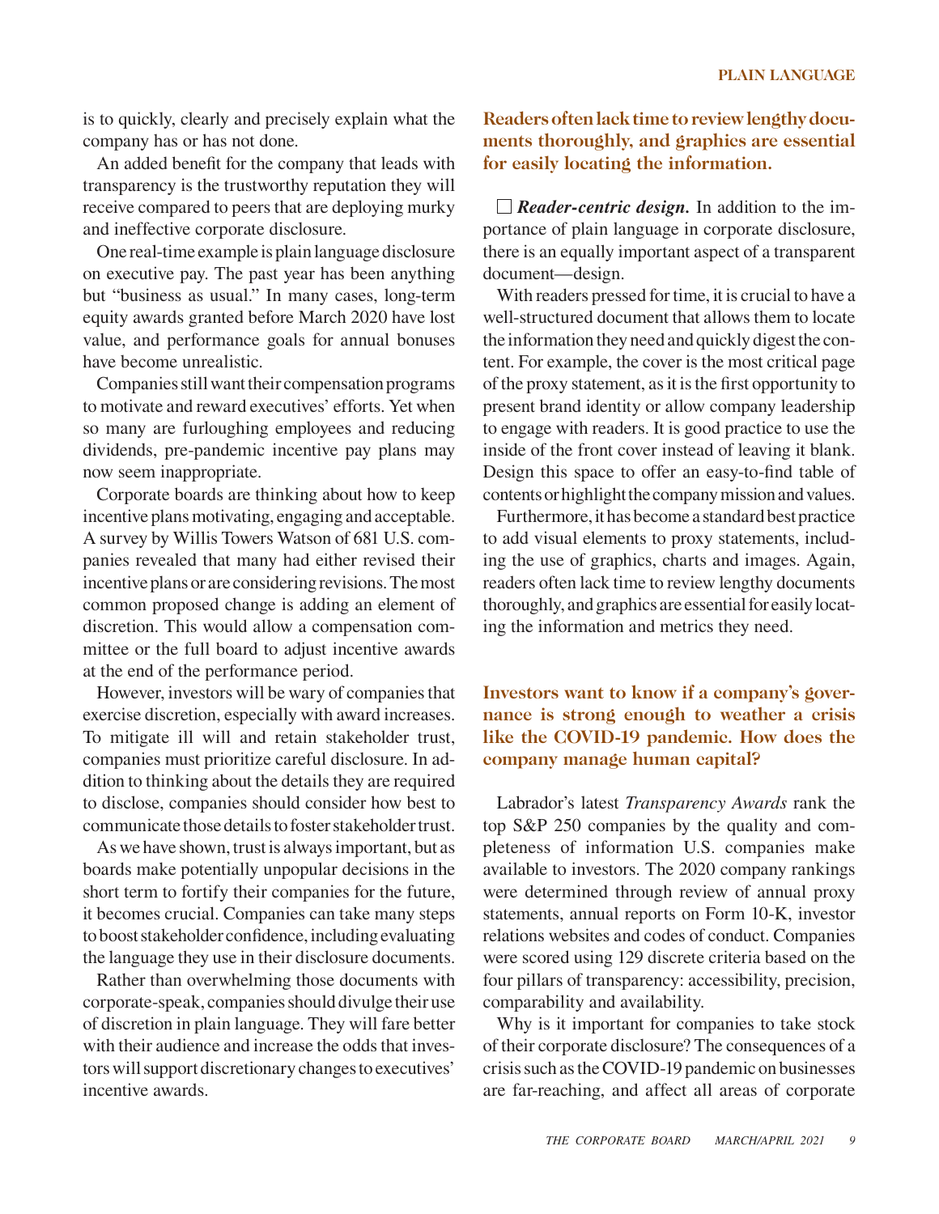is to quickly, clearly and precisely explain what the company has or has not done.

An added benefit for the company that leads with transparency is the trustworthy reputation they will receive compared to peers that are deploying murky and ineffective corporate disclosure.

One real-time example is plain language disclosure on executive pay. The past year has been anything but "business as usual." In many cases, long-term equity awards granted before March 2020 have lost value, and performance goals for annual bonuses have become unrealistic.

Companies still want their compensation programs to motivate and reward executives' efforts. Yet when so many are furloughing employees and reducing dividends, pre-pandemic incentive pay plans may now seem inappropriate.

Corporate boards are thinking about how to keep incentive plans motivating, engaging and acceptable. A survey by Willis Towers Watson of 681 U.S. companies revealed that many had either revised their incentive plans or are considering revisions. The most common proposed change is adding an element of discretion. This would allow a compensation committee or the full board to adjust incentive awards at the end of the performance period.

However, investors will be wary of companies that exercise discretion, especially with award increases. To mitigate ill will and retain stakeholder trust, companies must prioritize careful disclosure. In addition to thinking about the details they are required to disclose, companies should consider how best to communicate those details to foster stakeholder trust.

As we have shown, trust is always important, but as boards make potentially unpopular decisions in the short term to fortify their companies for the future, it becomes crucial. Companies can take many steps to boost stakeholder confidence, including evaluating the language they use in their disclosure documents.

Rather than overwhelming those documents with corporate-speak, companies should divulge their use of discretion in plain language. They will fare better with their audience and increase the odds that investors will support discretionary changes to executives' incentive awards.

**Readers often lack time to review lengthy documents thoroughly, and graphics are essential for easily locating the information.**

☐ ***Reader-centric design.*** In addition to the importance of plain language in corporate disclosure, there is an equally important aspect of a transparent document—design.

With readers pressed for time, it is crucial to have a well-structured document that allows them to locate the information they need and quickly digest the content. For example, the cover is the most critical page of the proxy statement, as it is the first opportunity to present brand identity or allow company leadership to engage with readers. It is good practice to use the inside of the front cover instead of leaving it blank. Design this space to offer an easy-to-find table of contents or highlight the company mission and values.

Furthermore, it has become a standard best practice to add visual elements to proxy statements, including the use of graphics, charts and images. Again, readers often lack time to review lengthy documents thoroughly, and graphics are essential for easily locating the information and metrics they need.

**Investors want to know if a company's governance is strong enough to weather a crisis like the COVID-19 pandemic. How does the company manage human capital?**

Labrador's latest *Transparency Awards* rank the top S&P 250 companies by the quality and completeness of information U.S. companies make available to investors. The 2020 company rankings were determined through review of annual proxy statements, annual reports on Form 10-K, investor relations websites and codes of conduct. Companies were scored using 129 discrete criteria based on the four pillars of transparency: accessibility, precision, comparability and availability.

Why is it important for companies to take stock of their corporate disclosure? The consequences of a crisis such as the COVID-19 pandemic on businesses are far-reaching, and affect all areas of corporate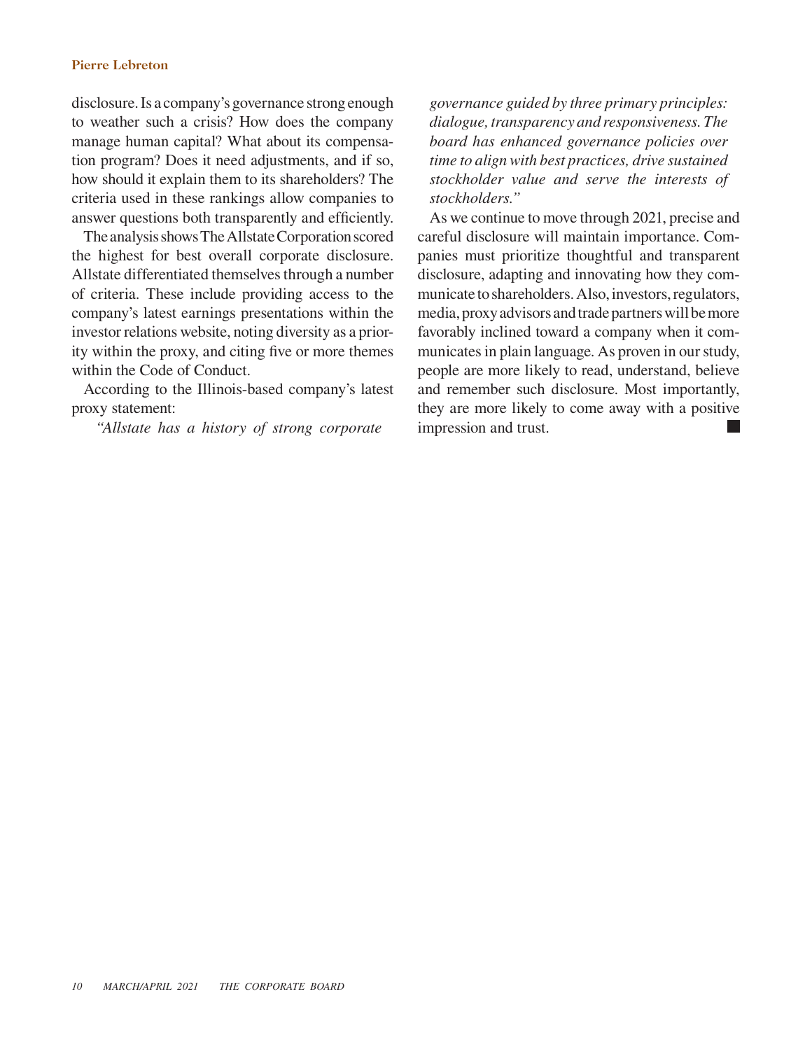disclosure. Is a company's governance strong enough to weather such a crisis? How does the company manage human capital? What about its compensation program? Does it need adjustments, and if so, how should it explain them to its shareholders? The criteria used in these rankings allow companies to answer questions both transparently and efficiently.

The analysis shows The Allstate Corporation scored the highest for best overall corporate disclosure. Allstate differentiated themselves through a number of criteria. These include providing access to the company's latest earnings presentations within the investor relations website, noting diversity as a priority within the proxy, and citing five or more themes within the Code of Conduct.

According to the Illinois-based company's latest proxy statement:

> *"Allstate has a history of strong corporate governance guided by three primary principles: dialogue, transparency and responsiveness. The board has enhanced governance policies over time to align with best practices, drive sustained stockholder value and serve the interests of stockholders."*

As we continue to move through 2021, precise and careful disclosure will maintain importance. Companies must prioritize thoughtful and transparent disclosure, adapting and innovating how they communicate to shareholders. Also, investors, regulators, media, proxy advisors and trade partners will be more favorably inclined toward a company when it communicates in plain language. As proven in our study, people are more likely to read, understand, believe and remember such disclosure. Most importantly, they are more likely to come away with a positive impression and trust. ■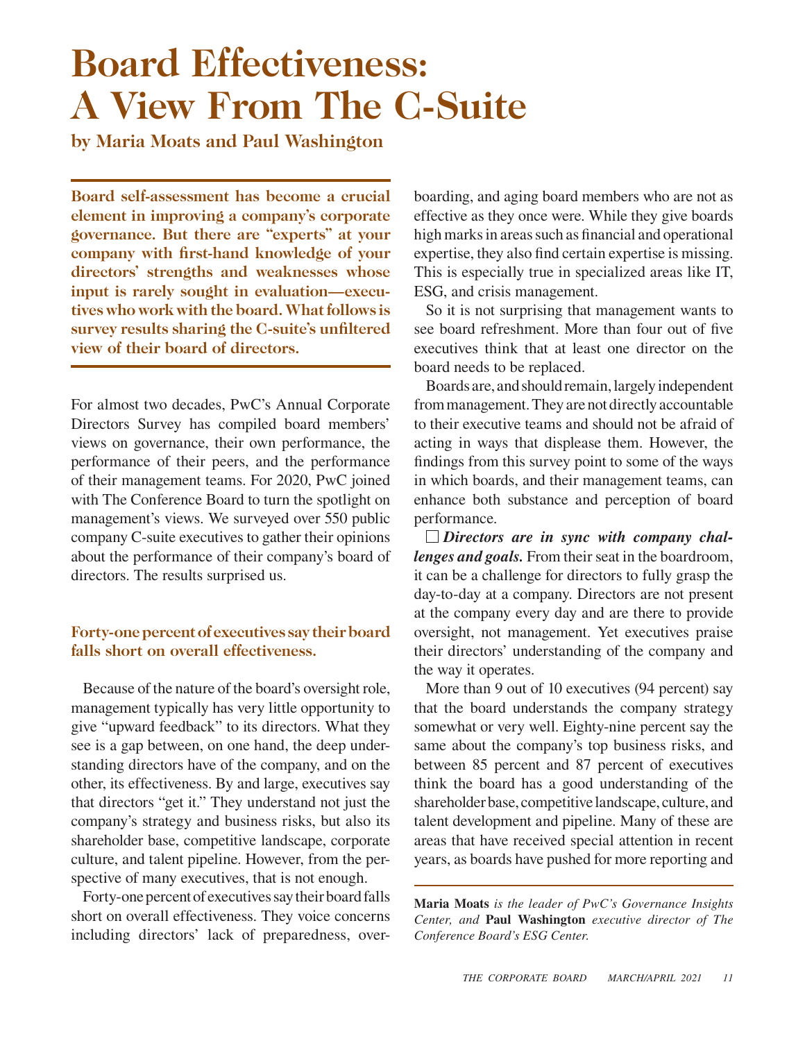# Board Effectiveness: A View From The C-Suite

**by Maria Moats and Paul Washington**

**Board self-assessment has become a crucial element in improving a company's corporate governance. But there are "experts" at your company with first-hand knowledge of your directors' strengths and weaknesses whose input is rarely sought in evaluation—executives who work with the board. What follows is survey results sharing the C-suite's unfiltered view of their board of directors.**

For almost two decades, PwC's Annual Corporate Directors Survey has compiled board members' views on governance, their own performance, the performance of their peers, and the performance of their management teams. For 2020, PwC joined with The Conference Board to turn the spotlight on management's views. We surveyed over 550 public company C-suite executives to gather their opinions about the performance of their company's board of directors. The results surprised us.

## Forty-one percent of executives say their board falls short on overall effectiveness.

Because of the nature of the board's oversight role, management typically has very little opportunity to give "upward feedback" to its directors. What they see is a gap between, on one hand, the deep understanding directors have of the company, and on the other, its effectiveness. By and large, executives say that directors "get it." They understand not just the company's strategy and business risks, but also its shareholder base, competitive landscape, corporate culture, and talent pipeline. However, from the perspective of many executives, that is not enough.

Forty-one percent of executives say their board falls short on overall effectiveness. They voice concerns including directors' lack of preparedness, overboarding, and aging board members who are not as effective as they once were. While they give boards high marks in areas such as financial and operational expertise, they also find certain expertise is missing. This is especially true in specialized areas like IT, ESG, and crisis management.

So it is not surprising that management wants to see board refreshment. More than four out of five executives think that at least one director on the board needs to be replaced.

Boards are, and should remain, largely independent from management. They are not directly accountable to their executive teams and should not be afraid of acting in ways that displease them. However, the findings from this survey point to some of the ways in which boards, and their management teams, can enhance both substance and perception of board performance.

☐ ***Directors are in sync with company challenges and goals.*** From their seat in the boardroom, it can be a challenge for directors to fully grasp the day-to-day at a company. Directors are not present at the company every day and are there to provide oversight, not management. Yet executives praise their directors' understanding of the company and the way it operates.

More than 9 out of 10 executives (94 percent) say that the board understands the company strategy somewhat or very well. Eighty-nine percent say the same about the company's top business risks, and between 85 percent and 87 percent of executives think the board has a good understanding of the shareholder base, competitive landscape, culture, and talent development and pipeline. Many of these are areas that have received special attention in recent years, as boards have pushed for more reporting and

---

**Maria Moats** *is the leader of PwC's Governance Insights Center, and* **Paul Washington** *executive director of The Conference Board's ESG Center.*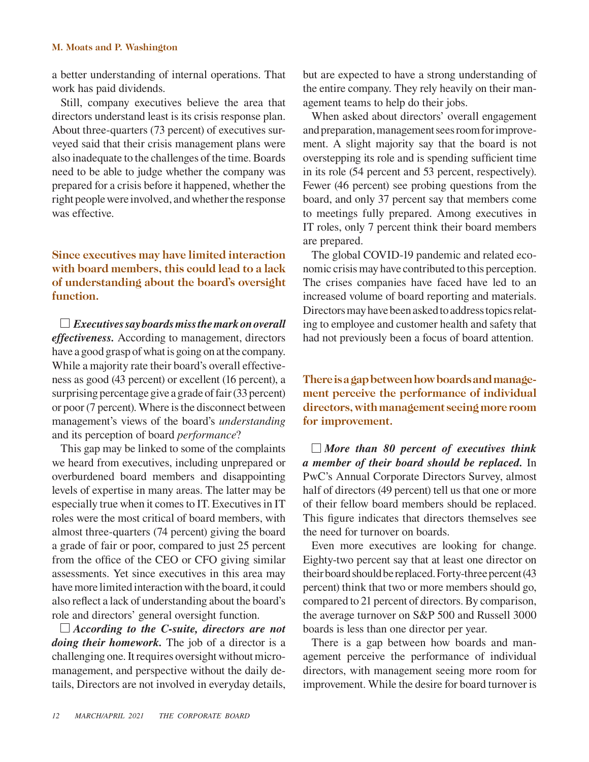a better understanding of internal operations. That work has paid dividends.

Still, company executives believe the area that directors understand least is its crisis response plan. About three-quarters (73 percent) of executives surveyed said that their crisis management plans were also inadequate to the challenges of the time. Boards need to be able to judge whether the company was prepared for a crisis before it happened, whether the right people were involved, and whether the response was effective.

**Since executives may have limited interaction with board members, this could lead to a lack of understanding about the board's oversight function.**

☐ ***Executives say boards miss the mark on overall effectiveness.*** According to management, directors have a good grasp of what is going on at the company. While a majority rate their board's overall effectiveness as good (43 percent) or excellent (16 percent), a surprising percentage give a grade of fair (33 percent) or poor (7 percent). Where is the disconnect between management's views of the board's *understanding* and its perception of board *performance*?

This gap may be linked to some of the complaints we heard from executives, including unprepared or overburdened board members and disappointing levels of expertise in many areas. The latter may be especially true when it comes to IT. Executives in IT roles were the most critical of board members, with almost three-quarters (74 percent) giving the board a grade of fair or poor, compared to just 25 percent from the office of the CEO or CFO giving similar assessments. Yet since executives in this area may have more limited interaction with the board, it could also reflect a lack of understanding about the board's role and directors' general oversight function.

☐ ***According to the C-suite, directors are not doing their homework.*** The job of a director is a challenging one. It requires oversight without micromanagement, and perspective without the daily details, Directors are not involved in everyday details, but are expected to have a strong understanding of the entire company. They rely heavily on their management teams to help do their jobs.

When asked about directors' overall engagement and preparation, management sees room for improvement. A slight majority say that the board is not overstepping its role and is spending sufficient time in its role (54 percent and 53 percent, respectively). Fewer (46 percent) see probing questions from the board, and only 37 percent say that members come to meetings fully prepared. Among executives in IT roles, only 7 percent think their board members are prepared.

The global COVID-19 pandemic and related economic crisis may have contributed to this perception. The crises companies have faced have led to an increased volume of board reporting and materials. Directors may have been asked to address topics relating to employee and customer health and safety that had not previously been a focus of board attention.

**There is a gap between how boards and management perceive the performance of individual directors, with management seeing more room for improvement.**

☐ ***More than 80 percent of executives think a member of their board should be replaced.*** In PwC's Annual Corporate Directors Survey, almost half of directors (49 percent) tell us that one or more of their fellow board members should be replaced. This figure indicates that directors themselves see the need for turnover on boards.

Even more executives are looking for change. Eighty-two percent say that at least one director on their board should be replaced. Forty-three percent (43 percent) think that two or more members should go, compared to 21 percent of directors. By comparison, the average turnover on S&P 500 and Russell 3000 boards is less than one director per year.

There is a gap between how boards and management perceive the performance of individual directors, with management seeing more room for improvement. While the desire for board turnover is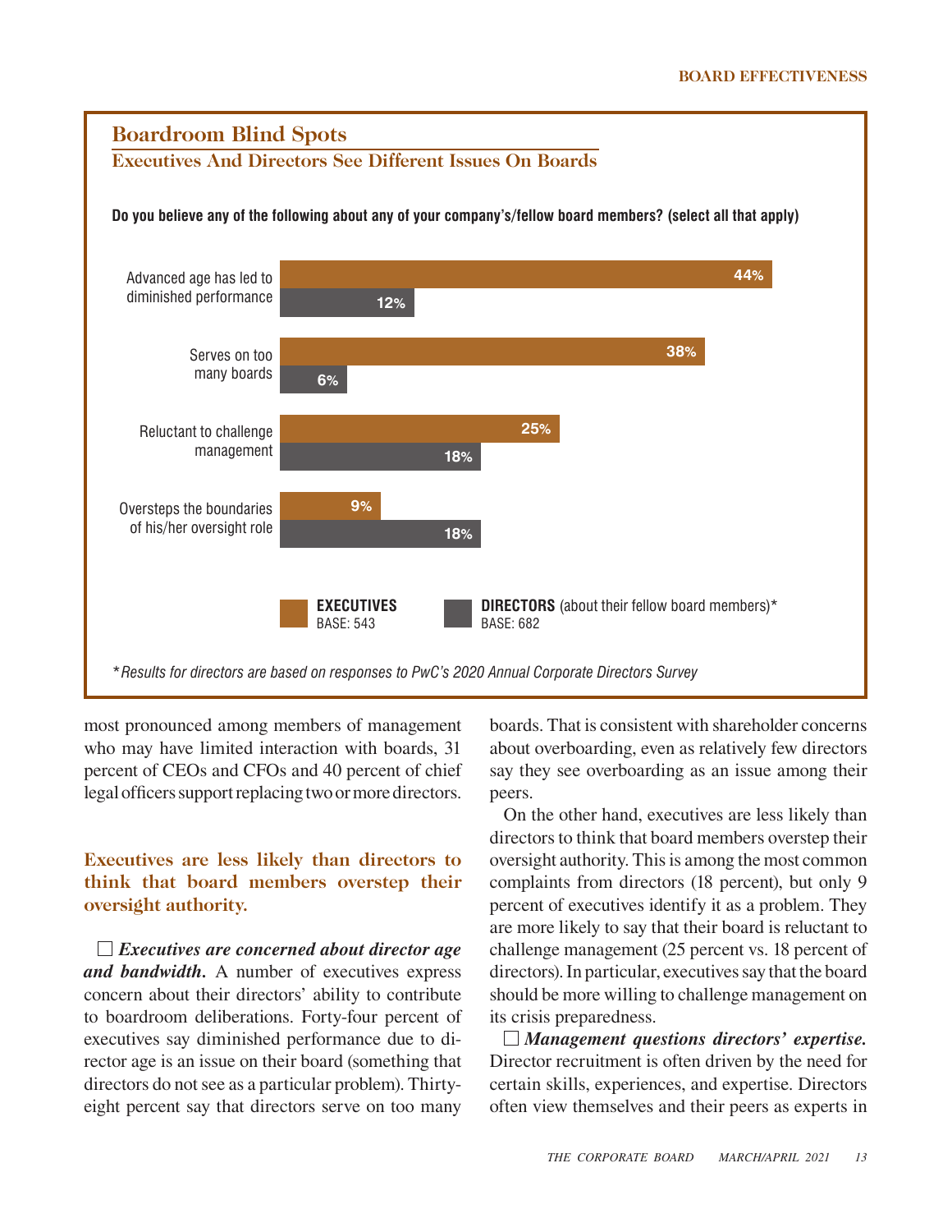## Boardroom Blind Spots

### Executives And Directors See Different Issues On Boards

**Do you believe any of the following about any of your company's/fellow board members? (select all that apply)**

| | EXECUTIVES (BASE: 543) | DIRECTORS (about their fellow board members)* (BASE: 682) |
|---|---|---|
| Advanced age has led to diminished performance | 44% | 12% |
| Serves on too many boards | 38% | 6% |
| Reluctant to challenge management | 25% | 18% |
| Oversteps the boundaries of his/her oversight role | 9% | 18% |

*\*Results for directors are based on responses to PwC's 2020 Annual Corporate Directors Survey*

most pronounced among members of management who may have limited interaction with boards, 31 percent of CEOs and CFOs and 40 percent of chief legal officers support replacing two or more directors.

### Executives are less likely than directors to think that board members overstep their oversight authority.

☐ ***Executives are concerned about director age and bandwidth.*** A number of executives express concern about their directors' ability to contribute to boardroom deliberations. Forty-four percent of executives say diminished performance due to director age is an issue on their board (something that directors do not see as a particular problem). Thirty-eight percent say that directors serve on too many boards. That is consistent with shareholder concerns about overboarding, even as relatively few directors say they see overboarding as an issue among their peers.

On the other hand, executives are less likely than directors to think that board members overstep their oversight authority. This is among the most common complaints from directors (18 percent), but only 9 percent of executives identify it as a problem. They are more likely to say that their board is reluctant to challenge management (25 percent vs. 18 percent of directors). In particular, executives say that the board should be more willing to challenge management on its crisis preparedness.

☐ ***Management questions directors' expertise.*** Director recruitment is often driven by the need for certain skills, experiences, and expertise. Directors often view themselves and their peers as experts in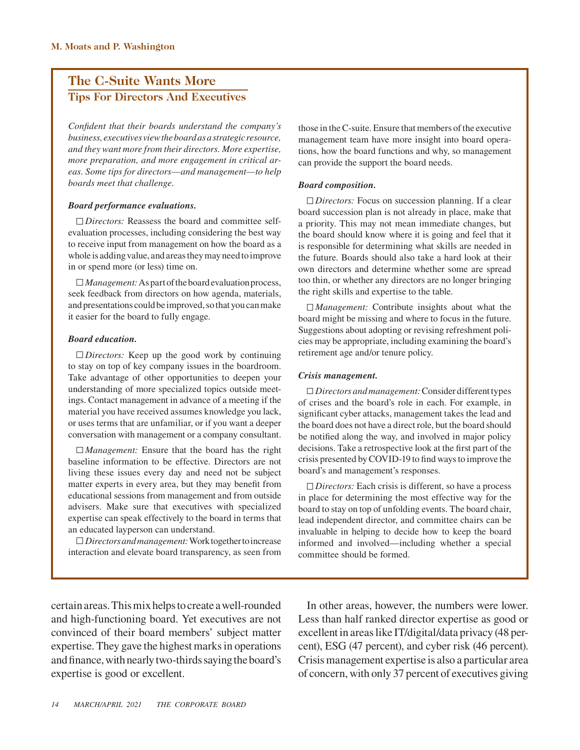## The C-Suite Wants More

### Tips For Directors And Executives

*Confident that their boards understand the company's business, executives view the board as a strategic resource, and they want more from their directors. More expertise, more preparation, and more engagement in critical areas. Some tips for directors—and management—to help boards meet that challenge.*

***Board performance evaluations.***

☐ *Directors:* Reassess the board and committee self-evaluation processes, including considering the best way to receive input from management on how the board as a whole is adding value, and areas they may need to improve in or spend more (or less) time on.

☐ *Management:* As part of the board evaluation process, seek feedback from directors on how agenda, materials, and presentations could be improved, so that you can make it easier for the board to fully engage.

***Board education.***

☐ *Directors:* Keep up the good work by continuing to stay on top of key company issues in the boardroom. Take advantage of other opportunities to deepen your understanding of more specialized topics outside meetings. Contact management in advance of a meeting if the material you have received assumes knowledge you lack, or uses terms that are unfamiliar, or if you want a deeper conversation with management or a company consultant.

☐ *Management:* Ensure that the board has the right baseline information to be effective. Directors are not living these issues every day and need not be subject matter experts in every area, but they may benefit from educational sessions from management and from outside advisers. Make sure that executives with specialized expertise can speak effectively to the board in terms that an educated layperson can understand.

☐ *Directors and management:* Work together to increase interaction and elevate board transparency, as seen from those in the C-suite. Ensure that members of the executive management team have more insight into board operations, how the board functions and why, so management can provide the support the board needs.

***Board composition.***

☐ *Directors:* Focus on succession planning. If a clear board succession plan is not already in place, make that a priority. This may not mean immediate changes, but the board should know where it is going and feel that it is responsible for determining what skills are needed in the future. Boards should also take a hard look at their own directors and determine whether some are spread too thin, or whether any directors are no longer bringing the right skills and expertise to the table.

☐ *Management:* Contribute insights about what the board might be missing and where to focus in the future. Suggestions about adopting or revising refreshment policies may be appropriate, including examining the board's retirement age and/or tenure policy.

***Crisis management.***

☐ *Directors and management:* Consider different types of crises and the board's role in each. For example, in significant cyber attacks, management takes the lead and the board does not have a direct role, but the board should be notified along the way, and involved in major policy decisions. Take a retrospective look at the first part of the crisis presented by COVID-19 to find ways to improve the board's and management's responses.

☐ *Directors:* Each crisis is different, so have a process in place for determining the most effective way for the board to stay on top of unfolding events. The board chair, lead independent director, and committee chairs can be invaluable in helping to decide how to keep the board informed and involved—including whether a special committee should be formed.

certain areas. This mix helps to create a well-rounded and high-functioning board. Yet executives are not convinced of their board members' subject matter expertise. They gave the highest marks in operations and finance, with nearly two-thirds saying the board's expertise is good or excellent.

In other areas, however, the numbers were lower. Less than half ranked director expertise as good or excellent in areas like IT/digital/data privacy (48 percent), ESG (47 percent), and cyber risk (46 percent). Crisis management expertise is also a particular area of concern, with only 37 percent of executives giving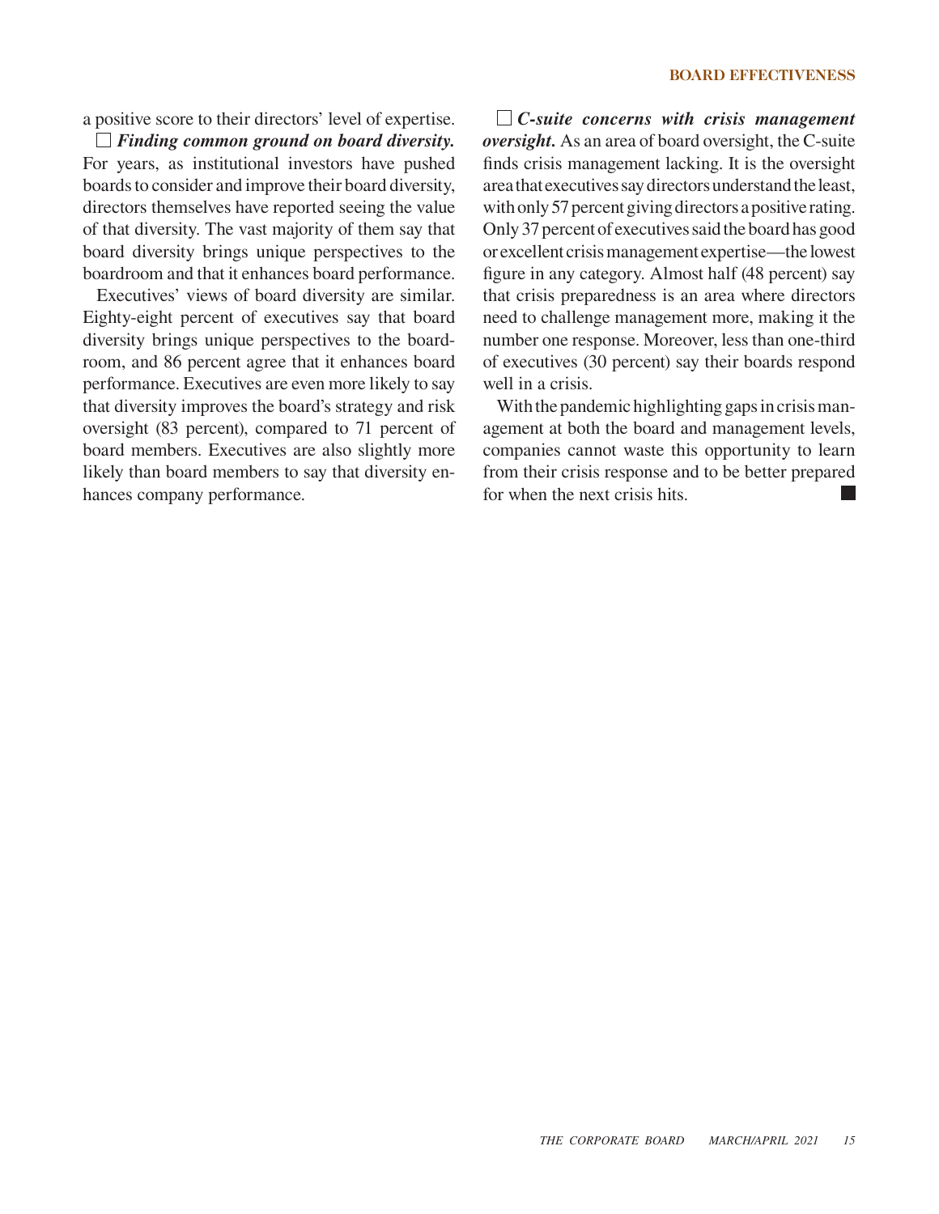a positive score to their directors' level of expertise.

☐ ***Finding common ground on board diversity.*** For years, as institutional investors have pushed boards to consider and improve their board diversity, directors themselves have reported seeing the value of that diversity. The vast majority of them say that board diversity brings unique perspectives to the boardroom and that it enhances board performance.

Executives' views of board diversity are similar. Eighty-eight percent of executives say that board diversity brings unique perspectives to the boardroom, and 86 percent agree that it enhances board performance. Executives are even more likely to say that diversity improves the board's strategy and risk oversight (83 percent), compared to 71 percent of board members. Executives are also slightly more likely than board members to say that diversity enhances company performance.

☐ ***C-suite concerns with crisis management oversight.*** As an area of board oversight, the C-suite finds crisis management lacking. It is the oversight area that executives say directors understand the least, with only 57 percent giving directors a positive rating. Only 37 percent of executives said the board has good or excellent crisis management expertise—the lowest figure in any category. Almost half (48 percent) say that crisis preparedness is an area where directors need to challenge management more, making it the number one response. Moreover, less than one-third of executives (30 percent) say their boards respond well in a crisis.

With the pandemic highlighting gaps in crisis management at both the board and management levels, companies cannot waste this opportunity to learn from their crisis response and to be better prepared for when the next crisis hits. ■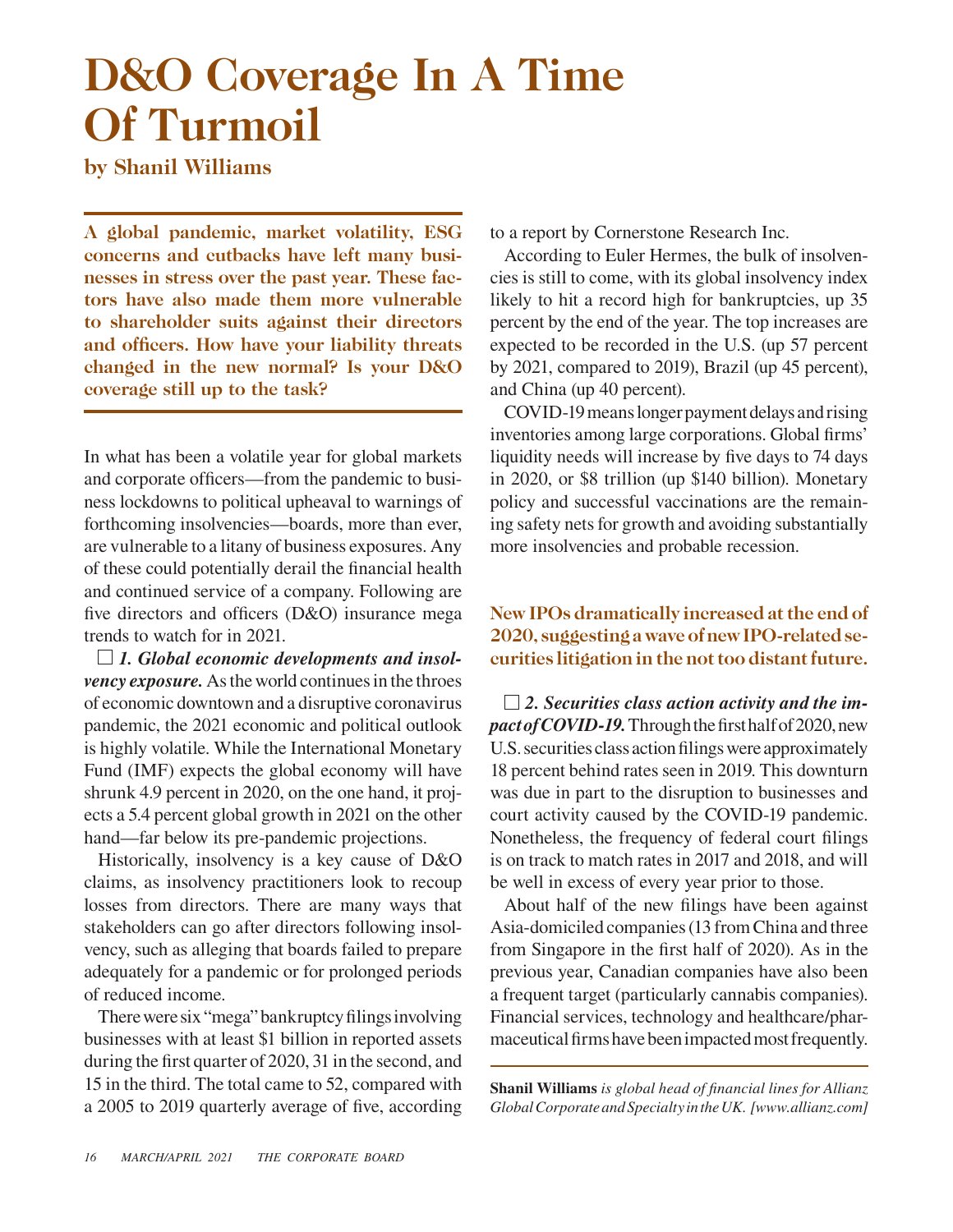# D&O Coverage In A Time Of Turmoil

**by Shanil Williams**

**A global pandemic, market volatility, ESG concerns and cutbacks have left many businesses in stress over the past year. These factors have also made them more vulnerable to shareholder suits against their directors and officers. How have your liability threats changed in the new normal? Is your D&O coverage still up to the task?**

In what has been a volatile year for global markets and corporate officers—from the pandemic to business lockdowns to political upheaval to warnings of forthcoming insolvencies—boards, more than ever, are vulnerable to a litany of business exposures. Any of these could potentially derail the financial health and continued service of a company. Following are five directors and officers (D&O) insurance mega trends to watch for in 2021.

☐ ***1. Global economic developments and insolvency exposure.*** As the world continues in the throes of economic downtown and a disruptive coronavirus pandemic, the 2021 economic and political outlook is highly volatile. While the International Monetary Fund (IMF) expects the global economy will have shrunk 4.9 percent in 2020, on the one hand, it projects a 5.4 percent global growth in 2021 on the other hand—far below its pre-pandemic projections.

Historically, insolvency is a key cause of D&O claims, as insolvency practitioners look to recoup losses from directors. There are many ways that stakeholders can go after directors following insolvency, such as alleging that boards failed to prepare adequately for a pandemic or for prolonged periods of reduced income.

There were six "mega" bankruptcy filings involving businesses with at least $1 billion in reported assets during the first quarter of 2020, 31 in the second, and 15 in the third. The total came to 52, compared with a 2005 to 2019 quarterly average of five, according to a report by Cornerstone Research Inc.

According to Euler Hermes, the bulk of insolvencies is still to come, with its global insolvency index likely to hit a record high for bankruptcies, up 35 percent by the end of the year. The top increases are expected to be recorded in the U.S. (up 57 percent by 2021, compared to 2019), Brazil (up 45 percent), and China (up 40 percent).

COVID-19 means longer payment delays and rising inventories among large corporations. Global firms' liquidity needs will increase by five days to 74 days in 2020, or $8 trillion (up $140 billion). Monetary policy and successful vaccinations are the remaining safety nets for growth and avoiding substantially more insolvencies and probable recession.

**New IPOs dramatically increased at the end of 2020, suggesting a wave of new IPO-related securities litigation in the not too distant future.**

☐ ***2. Securities class action activity and the impact of COVID-19.*** Through the first half of 2020, new U.S. securities class action filings were approximately 18 percent behind rates seen in 2019. This downturn was due in part to the disruption to businesses and court activity caused by the COVID-19 pandemic. Nonetheless, the frequency of federal court filings is on track to match rates in 2017 and 2018, and will be well in excess of every year prior to those.

About half of the new filings have been against Asia-domiciled companies (13 from China and three from Singapore in the first half of 2020). As in the previous year, Canadian companies have also been a frequent target (particularly cannabis companies). Financial services, technology and healthcare/pharmaceutical firms have been impacted most frequently.

**Shanil Williams** *is global head of financial lines for Allianz Global Corporate and Specialty in the UK. [www.allianz.com]*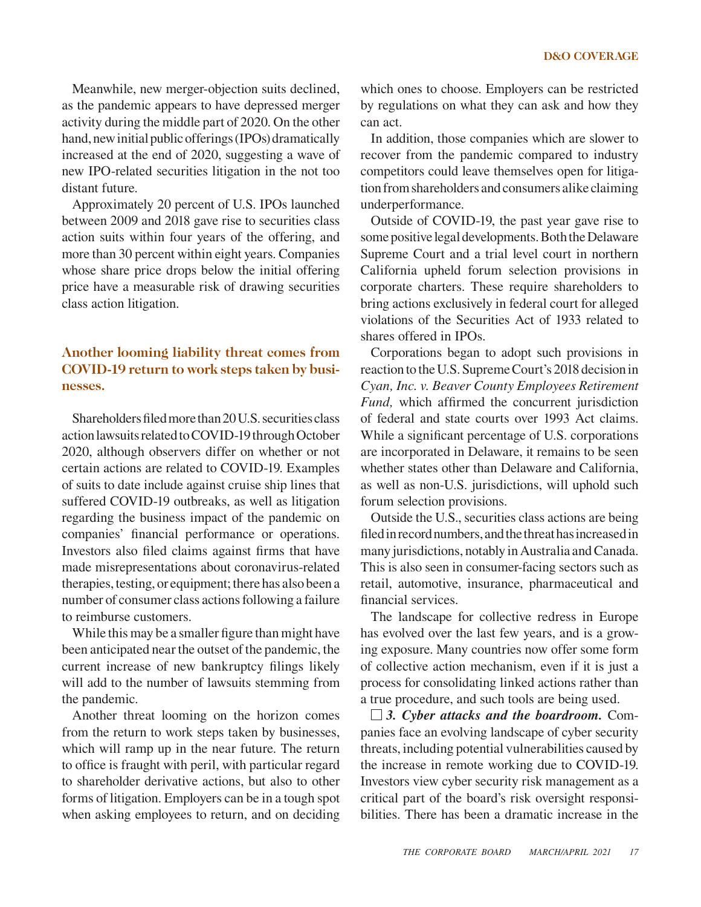Meanwhile, new merger-objection suits declined, as the pandemic appears to have depressed merger activity during the middle part of 2020. On the other hand, new initial public offerings (IPOs) dramatically increased at the end of 2020, suggesting a wave of new IPO-related securities litigation in the not too distant future.

Approximately 20 percent of U.S. IPOs launched between 2009 and 2018 gave rise to securities class action suits within four years of the offering, and more than 30 percent within eight years. Companies whose share price drops below the initial offering price have a measurable risk of drawing securities class action litigation.

### Another looming liability threat comes from COVID-19 return to work steps taken by businesses.

Shareholders filed more than 20 U.S. securities class action lawsuits related to COVID-19 through October 2020, although observers differ on whether or not certain actions are related to COVID-19. Examples of suits to date include against cruise ship lines that suffered COVID-19 outbreaks, as well as litigation regarding the business impact of the pandemic on companies' financial performance or operations. Investors also filed claims against firms that have made misrepresentations about coronavirus-related therapies, testing, or equipment; there has also been a number of consumer class actions following a failure to reimburse customers.

While this may be a smaller figure than might have been anticipated near the outset of the pandemic, the current increase of new bankruptcy filings likely will add to the number of lawsuits stemming from the pandemic.

Another threat looming on the horizon comes from the return to work steps taken by businesses, which will ramp up in the near future. The return to office is fraught with peril, with particular regard to shareholder derivative actions, but also to other forms of litigation. Employers can be in a tough spot when asking employees to return, and on deciding which ones to choose. Employers can be restricted by regulations on what they can ask and how they can act.

In addition, those companies which are slower to recover from the pandemic compared to industry competitors could leave themselves open for litigation from shareholders and consumers alike claiming underperformance.

Outside of COVID-19, the past year gave rise to some positive legal developments. Both the Delaware Supreme Court and a trial level court in northern California upheld forum selection provisions in corporate charters. These require shareholders to bring actions exclusively in federal court for alleged violations of the Securities Act of 1933 related to shares offered in IPOs.

Corporations began to adopt such provisions in reaction to the U.S. Supreme Court's 2018 decision in *Cyan, Inc. v. Beaver County Employees Retirement Fund,* which affirmed the concurrent jurisdiction of federal and state courts over 1993 Act claims. While a significant percentage of U.S. corporations are incorporated in Delaware, it remains to be seen whether states other than Delaware and California, as well as non-U.S. jurisdictions, will uphold such forum selection provisions.

Outside the U.S., securities class actions are being filed in record numbers, and the threat has increased in many jurisdictions, notably in Australia and Canada. This is also seen in consumer-facing sectors such as retail, automotive, insurance, pharmaceutical and financial services.

The landscape for collective redress in Europe has evolved over the last few years, and is a growing exposure. Many countries now offer some form of collective action mechanism, even if it is just a process for consolidating linked actions rather than a true procedure, and such tools are being used.

☐ ***3. Cyber attacks and the boardroom.*** Companies face an evolving landscape of cyber security threats, including potential vulnerabilities caused by the increase in remote working due to COVID-19. Investors view cyber security risk management as a critical part of the board's risk oversight responsibilities. There has been a dramatic increase in the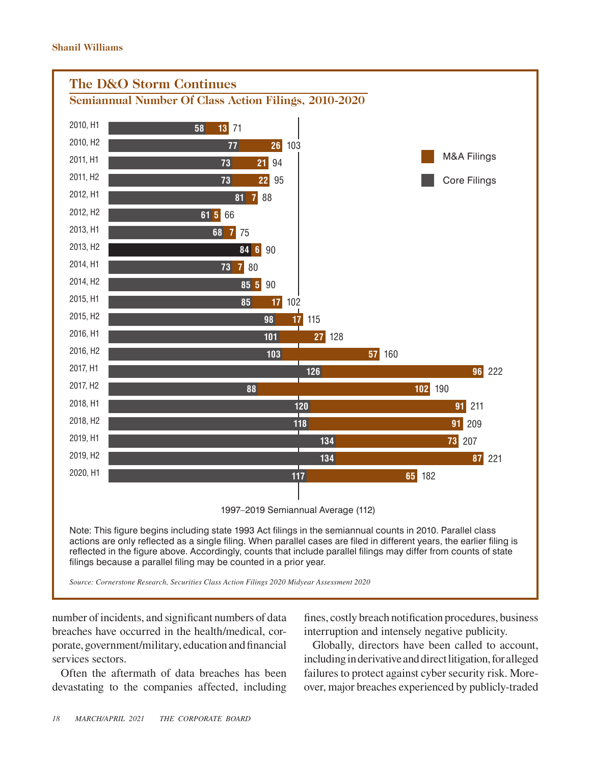## The D&O Storm Continues

### Semiannual Number Of Class Action Filings, 2010-2020

| Period | Core Filings | M&A Filings | Total |
|---|---|---|---|
| 2010, H1 | 58 | 13 | 71 |
| 2010, H2 | 77 | 26 | 103 |
| 2011, H1 | 73 | 21 | 94 |
| 2011, H2 | 73 | 22 | 95 |
| 2012, H1 | 81 | 7 | 88 |
| 2012, H2 | 61 | 5 | 66 |
| 2013, H1 | 68 | 7 | 75 |
| 2013, H2 | 84 | 6 | 90 |
| 2014, H1 | 73 | 7 | 80 |
| 2014, H2 | 85 | 5 | 90 |
| 2015, H1 | 85 | 17 | 102 |
| 2015, H2 | 98 | 17 | 115 |
| 2016, H1 | 101 | 27 | 128 |
| 2016, H2 | 103 | 57 | 160 |
| 2017, H1 | 126 | 96 | 222 |
| 2017, H2 | 88 | 102 | 190 |
| 2018, H1 | 120 | 91 | 211 |
| 2018, H2 | 118 | 91 | 209 |
| 2019, H1 | 134 | 73 | 207 |
| 2019, H2 | 134 | 87 | 221 |
| 2020, H1 | 117 | 65 | 182 |

1997–2019 Semiannual Average (112)

Note: This figure begins including state 1993 Act filings in the semiannual counts in 2010. Parallel class actions are only reflected as a single filing. When parallel cases are filed in different years, the earlier filing is reflected in the figure above. Accordingly, counts that include parallel filings may differ from counts of state filings because a parallel filing may be counted in a prior year.

*Source: Cornerstone Research, Securities Class Action Filings 2020 Midyear Assessment 2020*

number of incidents, and significant numbers of data breaches have occurred in the health/medical, corporate, government/military, education and financial services sectors.

Often the aftermath of data breaches has been devastating to the companies affected, including fines, costly breach notification procedures, business interruption and intensely negative publicity.

Globally, directors have been called to account, including in derivative and direct litigation, for alleged failures to protect against cyber security risk. Moreover, major breaches experienced by publicly-traded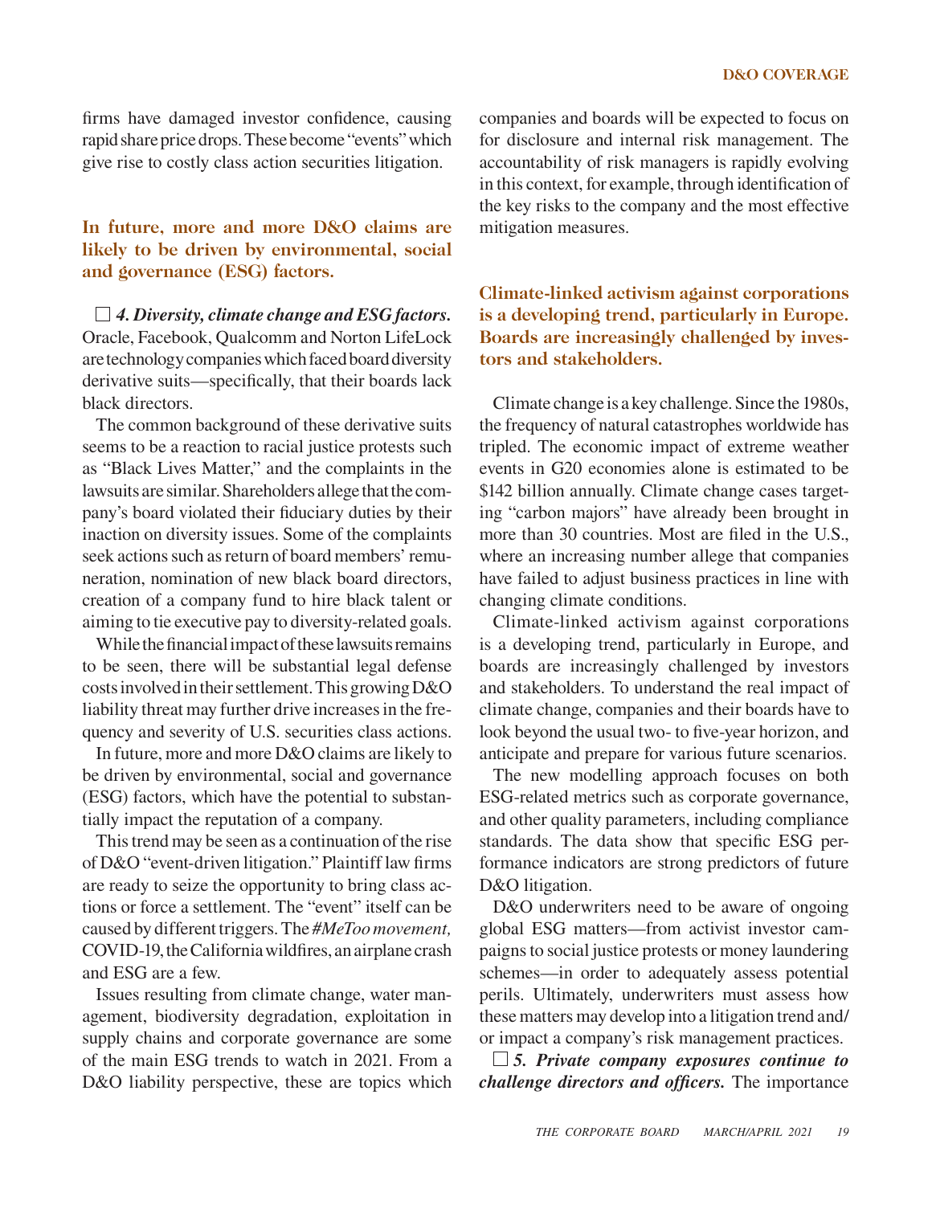firms have damaged investor confidence, causing rapid share price drops. These become "events" which give rise to costly class action securities litigation.

**In future, more and more D&O claims are likely to be driven by environmental, social and governance (ESG) factors.**

☐ ***4. Diversity, climate change and ESG factors.*** Oracle, Facebook, Qualcomm and Norton LifeLock are technology companies which faced board diversity derivative suits—specifically, that their boards lack black directors.

The common background of these derivative suits seems to be a reaction to racial justice protests such as "Black Lives Matter," and the complaints in the lawsuits are similar. Shareholders allege that the company's board violated their fiduciary duties by their inaction on diversity issues. Some of the complaints seek actions such as return of board members' remuneration, nomination of new black board directors, creation of a company fund to hire black talent or aiming to tie executive pay to diversity-related goals.

While the financial impact of these lawsuits remains to be seen, there will be substantial legal defense costs involved in their settlement. This growing D&O liability threat may further drive increases in the frequency and severity of U.S. securities class actions.

In future, more and more D&O claims are likely to be driven by environmental, social and governance (ESG) factors, which have the potential to substantially impact the reputation of a company.

This trend may be seen as a continuation of the rise of D&O "event-driven litigation." Plaintiff law firms are ready to seize the opportunity to bring class actions or force a settlement. The "event" itself can be caused by different triggers. The *#MeToo movement,* COVID-19, the California wildfires, an airplane crash and ESG are a few.

Issues resulting from climate change, water management, biodiversity degradation, exploitation in supply chains and corporate governance are some of the main ESG trends to watch in 2021. From a D&O liability perspective, these are topics which companies and boards will be expected to focus on for disclosure and internal risk management. The accountability of risk managers is rapidly evolving in this context, for example, through identification of the key risks to the company and the most effective mitigation measures.

**Climate-linked activism against corporations is a developing trend, particularly in Europe. Boards are increasingly challenged by investors and stakeholders.**

Climate change is a key challenge. Since the 1980s, the frequency of natural catastrophes worldwide has tripled. The economic impact of extreme weather events in G20 economies alone is estimated to be $142 billion annually. Climate change cases targeting "carbon majors" have already been brought in more than 30 countries. Most are filed in the U.S., where an increasing number allege that companies have failed to adjust business practices in line with changing climate conditions.

Climate-linked activism against corporations is a developing trend, particularly in Europe, and boards are increasingly challenged by investors and stakeholders. To understand the real impact of climate change, companies and their boards have to look beyond the usual two- to five-year horizon, and anticipate and prepare for various future scenarios.

The new modelling approach focuses on both ESG-related metrics such as corporate governance, and other quality parameters, including compliance standards. The data show that specific ESG performance indicators are strong predictors of future D&O litigation.

D&O underwriters need to be aware of ongoing global ESG matters—from activist investor campaigns to social justice protests or money laundering schemes—in order to adequately assess potential perils. Ultimately, underwriters must assess how these matters may develop into a litigation trend and/or impact a company's risk management practices.

☐ ***5. Private company exposures continue to challenge directors and officers.*** The importance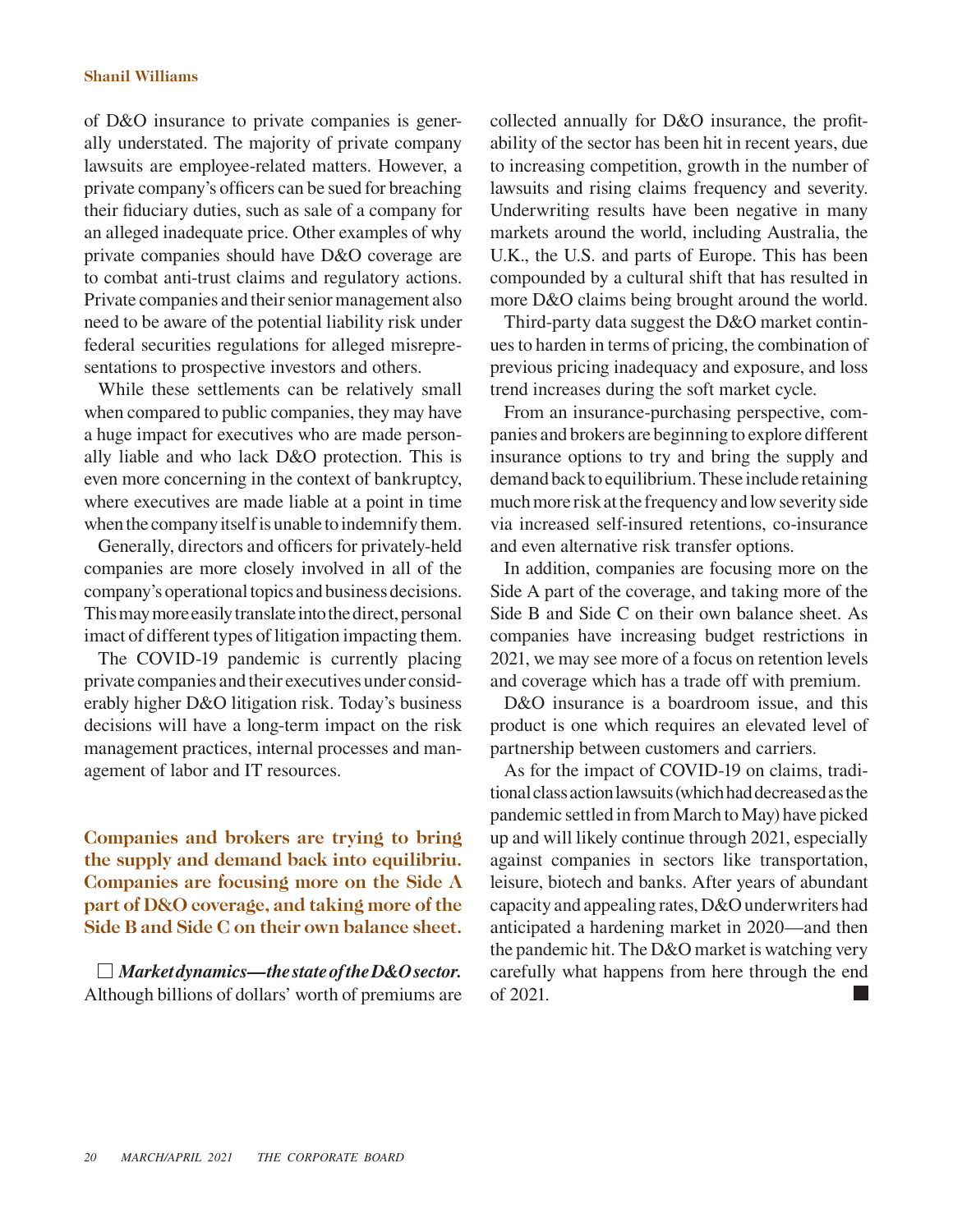of D&O insurance to private companies is generally understated. The majority of private company lawsuits are employee-related matters. However, a private company's officers can be sued for breaching their fiduciary duties, such as sale of a company for an alleged inadequate price. Other examples of why private companies should have D&O coverage are to combat anti-trust claims and regulatory actions. Private companies and their senior management also need to be aware of the potential liability risk under federal securities regulations for alleged misrepresentations to prospective investors and others.

While these settlements can be relatively small when compared to public companies, they may have a huge impact for executives who are made personally liable and who lack D&O protection. This is even more concerning in the context of bankruptcy, where executives are made liable at a point in time when the company itself is unable to indemnify them.

Generally, directors and officers for privately-held companies are more closely involved in all of the company's operational topics and business decisions. This may more easily translate into the direct, personal imact of different types of litigation impacting them.

The COVID-19 pandemic is currently placing private companies and their executives under considerably higher D&O litigation risk. Today's business decisions will have a long-term impact on the risk management practices, internal processes and management of labor and IT resources.

**Companies and brokers are trying to bring the supply and demand back into equilibriu. Companies are focusing more on the Side A part of D&O coverage, and taking more of the Side B and Side C on their own balance sheet.**

☐ ***Market dynamics—the state of the D&O sector.*** Although billions of dollars' worth of premiums are collected annually for D&O insurance, the profitability of the sector has been hit in recent years, due to increasing competition, growth in the number of lawsuits and rising claims frequency and severity. Underwriting results have been negative in many markets around the world, including Australia, the U.K., the U.S. and parts of Europe. This has been compounded by a cultural shift that has resulted in more D&O claims being brought around the world.

Third-party data suggest the D&O market continues to harden in terms of pricing, the combination of previous pricing inadequacy and exposure, and loss trend increases during the soft market cycle.

From an insurance-purchasing perspective, companies and brokers are beginning to explore different insurance options to try and bring the supply and demand back to equilibrium. These include retaining much more risk at the frequency and low severity side via increased self-insured retentions, co-insurance and even alternative risk transfer options.

In addition, companies are focusing more on the Side A part of the coverage, and taking more of the Side B and Side C on their own balance sheet. As companies have increasing budget restrictions in 2021, we may see more of a focus on retention levels and coverage which has a trade off with premium.

D&O insurance is a boardroom issue, and this product is one which requires an elevated level of partnership between customers and carriers.

As for the impact of COVID-19 on claims, traditional class action lawsuits (which had decreased as the pandemic settled in from March to May) have picked up and will likely continue through 2021, especially against companies in sectors like transportation, leisure, biotech and banks. After years of abundant capacity and appealing rates, D&O underwriters had anticipated a hardening market in 2020—and then the pandemic hit. The D&O market is watching very carefully what happens from here through the end of 2021. ■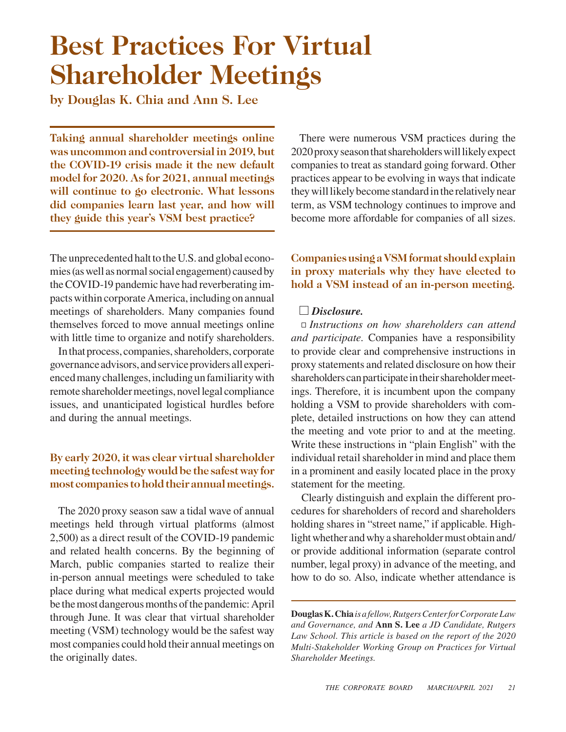# Best Practices For Virtual Shareholder Meetings

**by Douglas K. Chia and Ann S. Lee**

**Taking annual shareholder meetings online was uncommon and controversial in 2019, but the COVID-19 crisis made it the new default model for 2020. As for 2021, annual meetings will continue to go electronic. What lessons did companies learn last year, and how will they guide this year's VSM best practice?**

The unprecedented halt to the U.S. and global economies (as well as normal social engagement) caused by the COVID-19 pandemic have had reverberating impacts within corporate America, including on annual meetings of shareholders. Many companies found themselves forced to move annual meetings online with little time to organize and notify shareholders.

In that process, companies, shareholders, corporate governance advisors, and service providers all experienced many challenges, including unfamiliarity with remote shareholder meetings, novel legal compliance issues, and unanticipated logistical hurdles before and during the annual meetings.

**By early 2020, it was clear virtual shareholder meeting technology would be the safest way for most companies to hold their annual meetings.**

The 2020 proxy season saw a tidal wave of annual meetings held through virtual platforms (almost 2,500) as a direct result of the COVID-19 pandemic and related health concerns. By the beginning of March, public companies started to realize their in-person annual meetings were scheduled to take place during what medical experts projected would be the most dangerous months of the pandemic: April through June. It was clear that virtual shareholder meeting (VSM) technology would be the safest way most companies could hold their annual meetings on the originally dates.

There were numerous VSM practices during the 2020 proxy season that shareholders will likely expect companies to treat as standard going forward. Other practices appear to be evolving in ways that indicate they will likely become standard in the relatively near term, as VSM technology continues to improve and become more affordable for companies of all sizes.

**Companies using a VSM format should explain in proxy materials why they have elected to hold a VSM instead of an in-person meeting.**

☐ ***Disclosure.***

▫ *Instructions on how shareholders can attend and participate.* Companies have a responsibility to provide clear and comprehensive instructions in proxy statements and related disclosure on how their shareholders can participate in their shareholder meetings. Therefore, it is incumbent upon the company holding a VSM to provide shareholders with complete, detailed instructions on how they can attend the meeting and vote prior to and at the meeting. Write these instructions in "plain English" with the individual retail shareholder in mind and place them in a prominent and easily located place in the proxy statement for the meeting.

Clearly distinguish and explain the different procedures for shareholders of record and shareholders holding shares in "street name," if applicable. Highlight whether and why a shareholder must obtain and/or provide additional information (separate control number, legal proxy) in advance of the meeting, and how to do so. Also, indicate whether attendance is

---

**Douglas K. Chia** *is a fellow, Rutgers Center for Corporate Law and Governance, and* **Ann S. Lee** *a JD Candidate, Rutgers Law School. This article is based on the report of the 2020 Multi-Stakeholder Working Group on Practices for Virtual Shareholder Meetings.*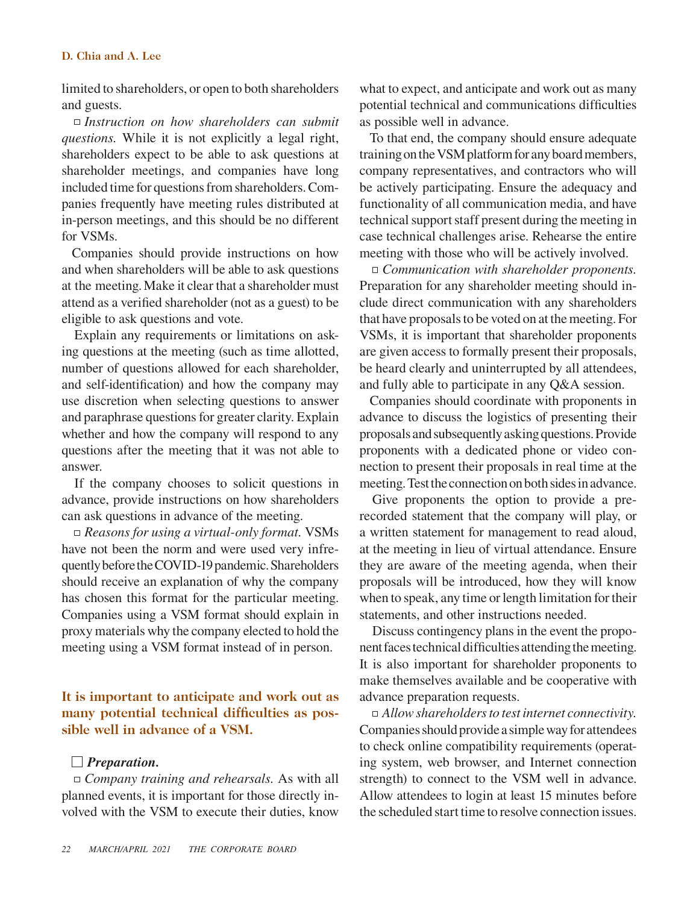limited to shareholders, or open to both shareholders and guests.

◻ *Instruction on how shareholders can submit questions.* While it is not explicitly a legal right, shareholders expect to be able to ask questions at shareholder meetings, and companies have long included time for questions from shareholders. Companies frequently have meeting rules distributed at in-person meetings, and this should be no different for VSMs.

Companies should provide instructions on how and when shareholders will be able to ask questions at the meeting. Make it clear that a shareholder must attend as a verified shareholder (not as a guest) to be eligible to ask questions and vote.

Explain any requirements or limitations on asking questions at the meeting (such as time allotted, number of questions allowed for each shareholder, and self-identification) and how the company may use discretion when selecting questions to answer and paraphrase questions for greater clarity. Explain whether and how the company will respond to any questions after the meeting that it was not able to answer.

If the company chooses to solicit questions in advance, provide instructions on how shareholders can ask questions in advance of the meeting.

◻ *Reasons for using a virtual-only format.* VSMs have not been the norm and were used very infrequently before the COVID-19 pandemic. Shareholders should receive an explanation of why the company has chosen this format for the particular meeting. Companies using a VSM format should explain in proxy materials why the company elected to hold the meeting using a VSM format instead of in person.

**It is important to anticipate and work out as many potential technical difficulties as possible well in advance of a VSM.**

☐ ***Preparation.***

◻ *Company training and rehearsals.* As with all planned events, it is important for those directly involved with the VSM to execute their duties, know what to expect, and anticipate and work out as many potential technical and communications difficulties as possible well in advance.

To that end, the company should ensure adequate training on the VSM platform for any board members, company representatives, and contractors who will be actively participating. Ensure the adequacy and functionality of all communication media, and have technical support staff present during the meeting in case technical challenges arise. Rehearse the entire meeting with those who will be actively involved.

◻ *Communication with shareholder proponents.* Preparation for any shareholder meeting should include direct communication with any shareholders that have proposals to be voted on at the meeting. For VSMs, it is important that shareholder proponents are given access to formally present their proposals, be heard clearly and uninterrupted by all attendees, and fully able to participate in any Q&A session.

Companies should coordinate with proponents in advance to discuss the logistics of presenting their proposals and subsequently asking questions. Provide proponents with a dedicated phone or video connection to present their proposals in real time at the meeting. Test the connection on both sides in advance.

Give proponents the option to provide a prerecorded statement that the company will play, or a written statement for management to read aloud, at the meeting in lieu of virtual attendance. Ensure they are aware of the meeting agenda, when their proposals will be introduced, how they will know when to speak, any time or length limitation for their statements, and other instructions needed.

Discuss contingency plans in the event the proponent faces technical difficulties attending the meeting. It is also important for shareholder proponents to make themselves available and be cooperative with advance preparation requests.

◻ *Allow shareholders to test internet connectivity.* Companies should provide a simple way for attendees to check online compatibility requirements (operating system, web browser, and Internet connection strength) to connect to the VSM well in advance. Allow attendees to login at least 15 minutes before the scheduled start time to resolve connection issues.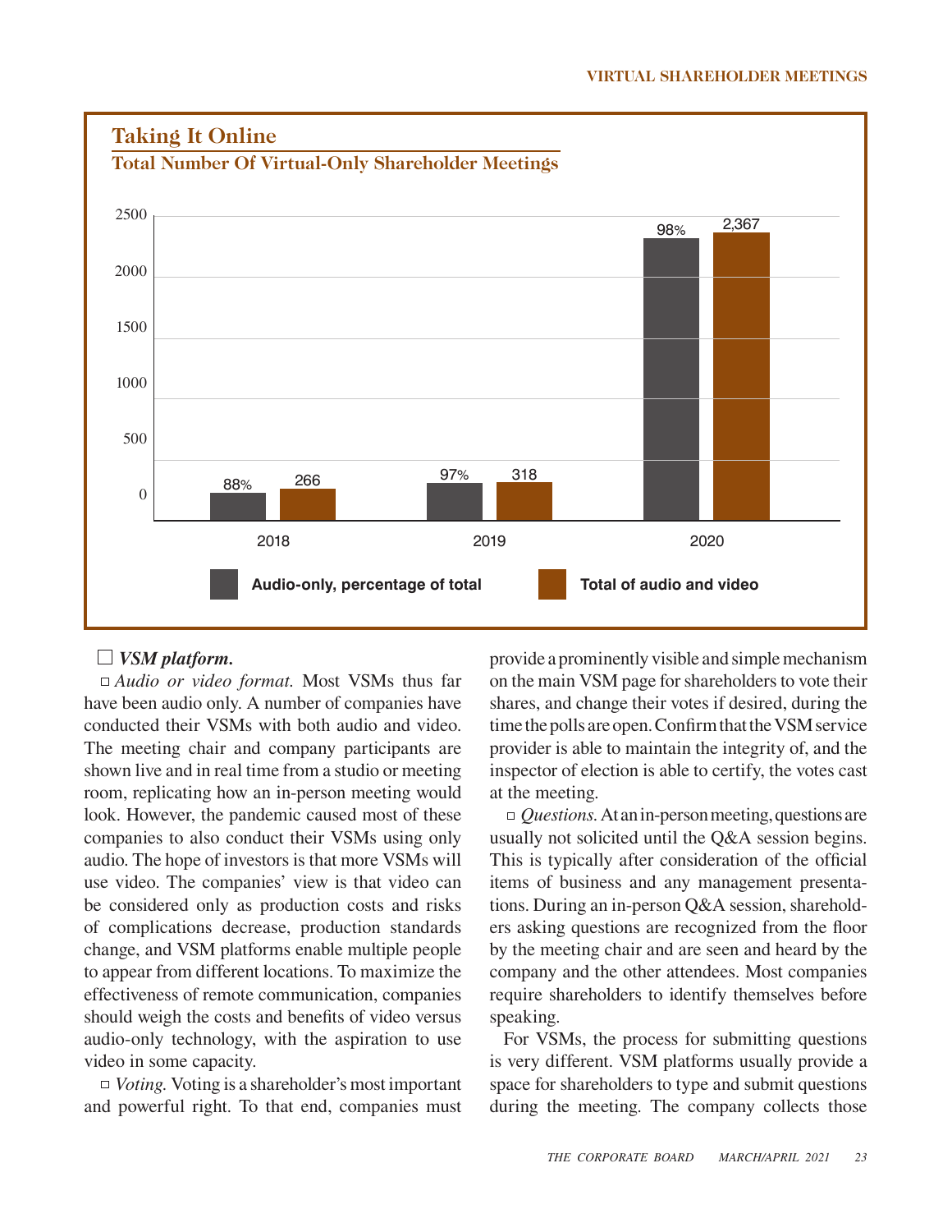## Taking It Online

### Total Number Of Virtual-Only Shareholder Meetings

| Year | Audio-only, percentage of total | Total of audio and video |
|---|---|---|
| 2018 | 88% | 266 |
| 2019 | 97% | 318 |
| 2020 | 98% | 2,367 |

□ ***VSM platform.***

□ *Audio or video format.* Most VSMs thus far have been audio only. A number of companies have conducted their VSMs with both audio and video. The meeting chair and company participants are shown live and in real time from a studio or meeting room, replicating how an in-person meeting would look. However, the pandemic caused most of these companies to also conduct their VSMs using only audio. The hope of investors is that more VSMs will use video. The companies' view is that video can be considered only as production costs and risks of complications decrease, production standards change, and VSM platforms enable multiple people to appear from different locations. To maximize the effectiveness of remote communication, companies should weigh the costs and benefits of video versus audio-only technology, with the aspiration to use video in some capacity.

□ *Voting.* Voting is a shareholder's most important and powerful right. To that end, companies must provide a prominently visible and simple mechanism on the main VSM page for shareholders to vote their shares, and change their votes if desired, during the time the polls are open. Confirm that the VSM service provider is able to maintain the integrity of, and the inspector of election is able to certify, the votes cast at the meeting.

□ *Questions.* At an in-person meeting, questions are usually not solicited until the Q&A session begins. This is typically after consideration of the official items of business and any management presentations. During an in-person Q&A session, shareholders asking questions are recognized from the floor by the meeting chair and are seen and heard by the company and the other attendees. Most companies require shareholders to identify themselves before speaking.

For VSMs, the process for submitting questions is very different. VSM platforms usually provide a space for shareholders to type and submit questions during the meeting. The company collects those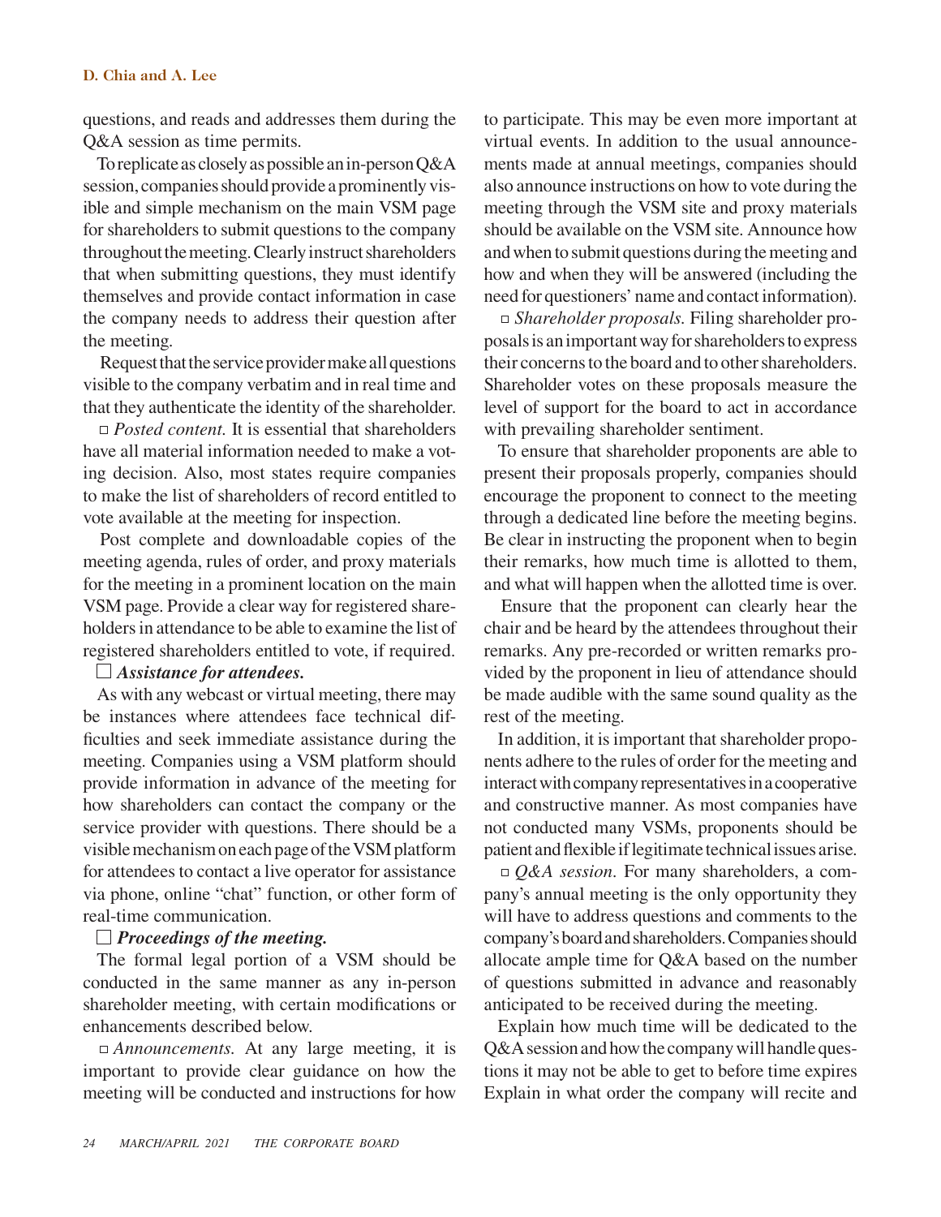questions, and reads and addresses them during the Q&A session as time permits.

To replicate as closely as possible an in-person Q&A session, companies should provide a prominently visible and simple mechanism on the main VSM page for shareholders to submit questions to the company throughout the meeting. Clearly instruct shareholders that when submitting questions, they must identify themselves and provide contact information in case the company needs to address their question after the meeting.

Request that the service provider make all questions visible to the company verbatim and in real time and that they authenticate the identity of the shareholder.

▫ *Posted content.* It is essential that shareholders have all material information needed to make a voting decision. Also, most states require companies to make the list of shareholders of record entitled to vote available at the meeting for inspection.

Post complete and downloadable copies of the meeting agenda, rules of order, and proxy materials for the meeting in a prominent location on the main VSM page. Provide a clear way for registered shareholders in attendance to be able to examine the list of registered shareholders entitled to vote, if required.

☐ ***Assistance for attendees.***

As with any webcast or virtual meeting, there may be instances where attendees face technical difficulties and seek immediate assistance during the meeting. Companies using a VSM platform should provide information in advance of the meeting for how shareholders can contact the company or the service provider with questions. There should be a visible mechanism on each page of the VSM platform for attendees to contact a live operator for assistance via phone, online "chat" function, or other form of real-time communication.

☐ ***Proceedings of the meeting.***

The formal legal portion of a VSM should be conducted in the same manner as any in-person shareholder meeting, with certain modifications or enhancements described below.

▫ *Announcements.* At any large meeting, it is important to provide clear guidance on how the meeting will be conducted and instructions for how to participate. This may be even more important at virtual events. In addition to the usual announcements made at annual meetings, companies should also announce instructions on how to vote during the meeting through the VSM site and proxy materials should be available on the VSM site. Announce how and when to submit questions during the meeting and how and when they will be answered (including the need for questioners' name and contact information).

▫ *Shareholder proposals.* Filing shareholder proposals is an important way for shareholders to express their concerns to the board and to other shareholders. Shareholder votes on these proposals measure the level of support for the board to act in accordance with prevailing shareholder sentiment.

To ensure that shareholder proponents are able to present their proposals properly, companies should encourage the proponent to connect to the meeting through a dedicated line before the meeting begins. Be clear in instructing the proponent when to begin their remarks, how much time is allotted to them, and what will happen when the allotted time is over.

Ensure that the proponent can clearly hear the chair and be heard by the attendees throughout their remarks. Any pre-recorded or written remarks provided by the proponent in lieu of attendance should be made audible with the same sound quality as the rest of the meeting.

In addition, it is important that shareholder proponents adhere to the rules of order for the meeting and interact with company representatives in a cooperative and constructive manner. As most companies have not conducted many VSMs, proponents should be patient and flexible if legitimate technical issues arise.

▫ *Q&A session.* For many shareholders, a company's annual meeting is the only opportunity they will have to address questions and comments to the company's board and shareholders. Companies should allocate ample time for Q&A based on the number of questions submitted in advance and reasonably anticipated to be received during the meeting.

Explain how much time will be dedicated to the Q&A session and how the company will handle questions it may not be able to get to before time expires Explain in what order the company will recite and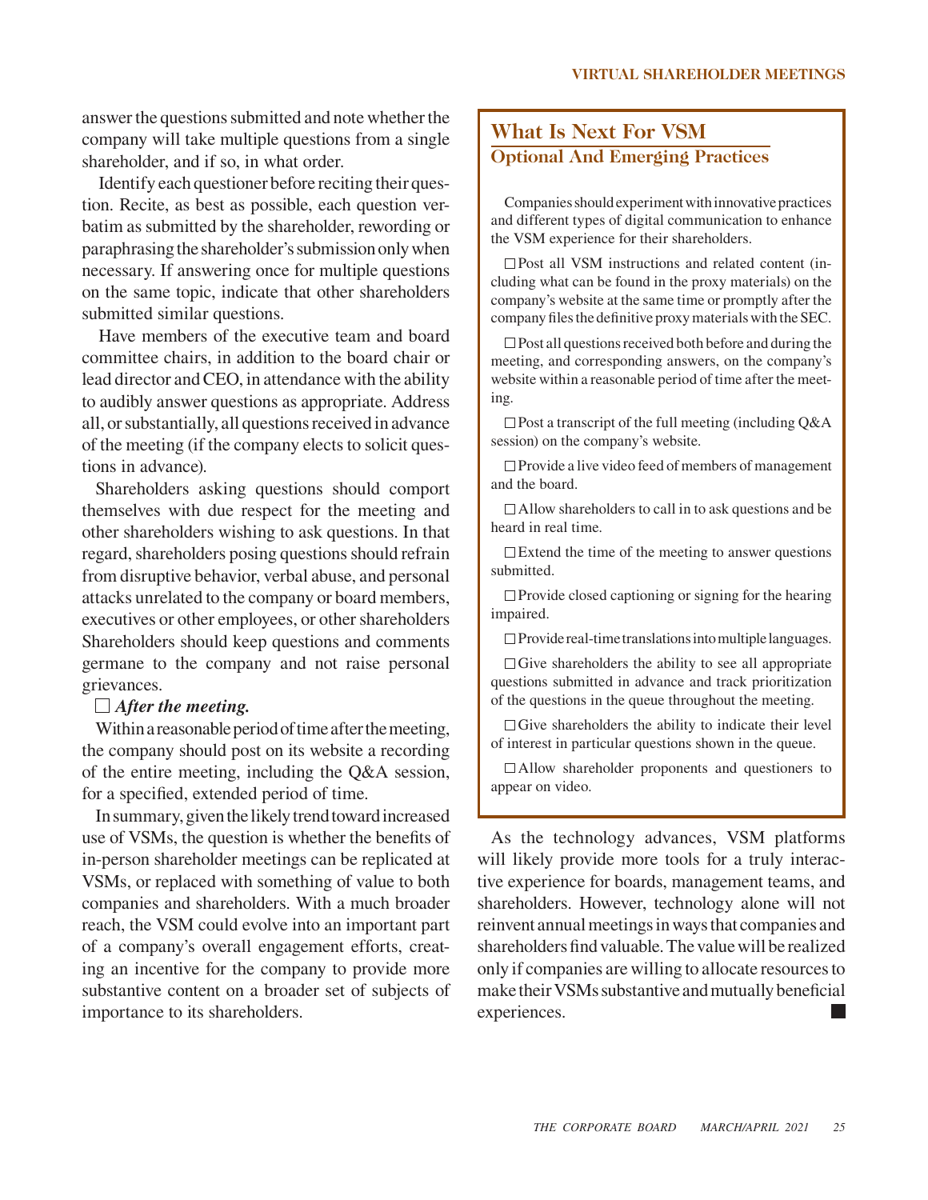answer the questions submitted and note whether the company will take multiple questions from a single shareholder, and if so, in what order.

Identify each questioner before reciting their question. Recite, as best as possible, each question verbatim as submitted by the shareholder, rewording or paraphrasing the shareholder's submission only when necessary. If answering once for multiple questions on the same topic, indicate that other shareholders submitted similar questions.

Have members of the executive team and board committee chairs, in addition to the board chair or lead director and CEO, in attendance with the ability to audibly answer questions as appropriate. Address all, or substantially, all questions received in advance of the meeting (if the company elects to solicit questions in advance).

Shareholders asking questions should comport themselves with due respect for the meeting and other shareholders wishing to ask questions. In that regard, shareholders posing questions should refrain from disruptive behavior, verbal abuse, and personal attacks unrelated to the company or board members, executives or other employees, or other shareholders Shareholders should keep questions and comments germane to the company and not raise personal grievances.

☐ ***After the meeting.***

Within a reasonable period of time after the meeting, the company should post on its website a recording of the entire meeting, including the Q&A session, for a specified, extended period of time.

In summary, given the likely trend toward increased use of VSMs, the question is whether the benefits of in-person shareholder meetings can be replicated at VSMs, or replaced with something of value to both companies and shareholders. With a much broader reach, the VSM could evolve into an important part of a company's overall engagement efforts, creating an incentive for the company to provide more substantive content on a broader set of subjects of importance to its shareholders.

## What Is Next For VSM

### Optional And Emerging Practices

Companies should experiment with innovative practices and different types of digital communication to enhance the VSM experience for their shareholders.

☐ Post all VSM instructions and related content (including what can be found in the proxy materials) on the company's website at the same time or promptly after the company files the definitive proxy materials with the SEC.

☐ Post all questions received both before and during the meeting, and corresponding answers, on the company's website within a reasonable period of time after the meeting.

☐ Post a transcript of the full meeting (including Q&A session) on the company's website.

☐ Provide a live video feed of members of management and the board.

☐ Allow shareholders to call in to ask questions and be heard in real time.

☐ Extend the time of the meeting to answer questions submitted.

☐ Provide closed captioning or signing for the hearing impaired.

☐ Provide real-time translations into multiple languages.

☐ Give shareholders the ability to see all appropriate questions submitted in advance and track prioritization of the questions in the queue throughout the meeting.

☐ Give shareholders the ability to indicate their level of interest in particular questions shown in the queue.

☐ Allow shareholder proponents and questioners to appear on video.

As the technology advances, VSM platforms will likely provide more tools for a truly interactive experience for boards, management teams, and shareholders. However, technology alone will not reinvent annual meetings in ways that companies and shareholders find valuable. The value will be realized only if companies are willing to allocate resources to make their VSMs substantive and mutually beneficial experiences. ■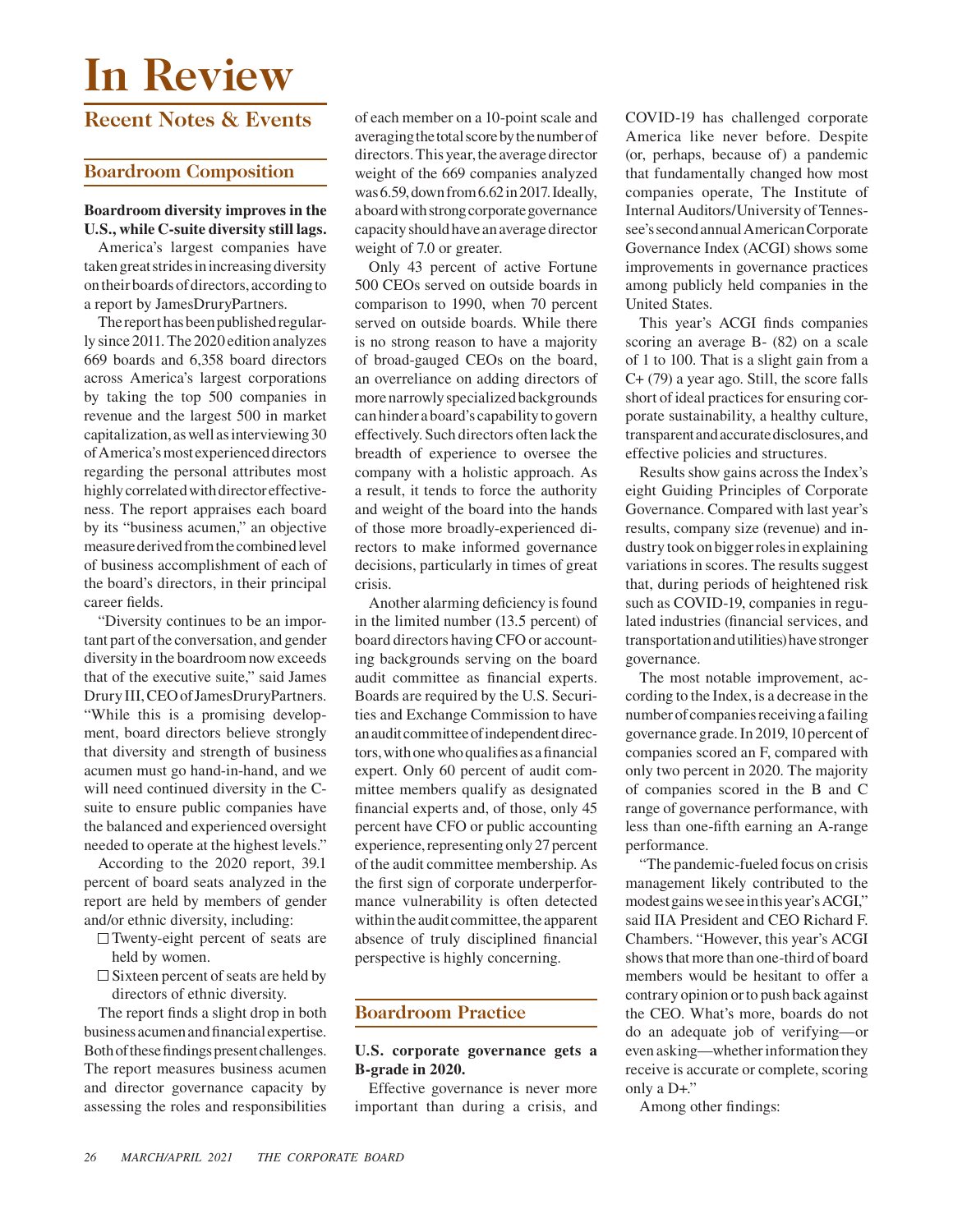# In Review

## Recent Notes & Events

### Boardroom Composition

**Boardroom diversity improves in the U.S., while C-suite diversity still lags.**

America's largest companies have taken great strides in increasing diversity on their boards of directors, according to a report by JamesDruryPartners.

The report has been published regularly since 2011. The 2020 edition analyzes 669 boards and 6,358 board directors across America's largest corporations by taking the top 500 companies in revenue and the largest 500 in market capitalization, as well as interviewing 30 of America's most experienced directors regarding the personal attributes most highly correlated with director effectiveness. The report appraises each board by its "business acumen," an objective measure derived from the combined level of business accomplishment of each of the board's directors, in their principal career fields.

"Diversity continues to be an important part of the conversation, and gender diversity in the boardroom now exceeds that of the executive suite," said James Drury III, CEO of JamesDruryPartners. "While this is a promising development, board directors believe strongly that diversity and strength of business acumen must go hand-in-hand, and we will need continued diversity in the C-suite to ensure public companies have the balanced and experienced oversight needed to operate at the highest levels."

According to the 2020 report, 39.1 percent of board seats analyzed in the report are held by members of gender and/or ethnic diversity, including:

- Twenty-eight percent of seats are held by women.
- Sixteen percent of seats are held by directors of ethnic diversity.

The report finds a slight drop in both business acumen and financial expertise. Both of these findings present challenges. The report measures business acumen and director governance capacity by assessing the roles and responsibilities of each member on a 10-point scale and averaging the total score by the number of directors. This year, the average director weight of the 669 companies analyzed was 6.59, down from 6.62 in 2017. Ideally, a board with strong corporate governance capacity should have an average director weight of 7.0 or greater.

Only 43 percent of active Fortune 500 CEOs served on outside boards in comparison to 1990, when 70 percent served on outside boards. While there is no strong reason to have a majority of broad-gauged CEOs on the board, an overreliance on adding directors of more narrowly specialized backgrounds can hinder a board's capability to govern effectively. Such directors often lack the breadth of experience to oversee the company with a holistic approach. As a result, it tends to force the authority and weight of the board into the hands of those more broadly-experienced directors to make informed governance decisions, particularly in times of great crisis.

Another alarming deficiency is found in the limited number (13.5 percent) of board directors having CFO or accounting backgrounds serving on the board audit committee as financial experts. Boards are required by the U.S. Securities and Exchange Commission to have an audit committee of independent directors, with one who qualifies as a financial expert. Only 60 percent of audit committee members qualify as designated financial experts and, of those, only 45 percent have CFO or public accounting experience, representing only 27 percent of the audit committee membership. As the first sign of corporate underperformance vulnerability is often detected within the audit committee, the apparent absence of truly disciplined financial perspective is highly concerning.

### Boardroom Practice

**U.S. corporate governance gets a B-grade in 2020.**

Effective governance is never more important than during a crisis, and COVID-19 has challenged corporate America like never before. Despite (or, perhaps, because of) a pandemic that fundamentally changed how most companies operate, The Institute of Internal Auditors/University of Tennessee's second annual American Corporate Governance Index (ACGI) shows some improvements in governance practices among publicly held companies in the United States.

This year's ACGI finds companies scoring an average B- (82) on a scale of 1 to 100. That is a slight gain from a C+ (79) a year ago. Still, the score falls short of ideal practices for ensuring corporate sustainability, a healthy culture, transparent and accurate disclosures, and effective policies and structures.

Results show gains across the Index's eight Guiding Principles of Corporate Governance. Compared with last year's results, company size (revenue) and industry took on bigger roles in explaining variations in scores. The results suggest that, during periods of heightened risk such as COVID-19, companies in regulated industries (financial services, and transportation and utilities) have stronger governance.

The most notable improvement, according to the Index, is a decrease in the number of companies receiving a failing governance grade. In 2019, 10 percent of companies scored an F, compared with only two percent in 2020. The majority of companies scored in the B and C range of governance performance, with less than one-fifth earning an A-range performance.

"The pandemic-fueled focus on crisis management likely contributed to the modest gains we see in this year's ACGI," said IIA President and CEO Richard F. Chambers. "However, this year's ACGI shows that more than one-third of board members would be hesitant to offer a contrary opinion or to push back against the CEO. What's more, boards do not do an adequate job of verifying—or even asking—whether information they receive is accurate or complete, scoring only a D+."

Among other findings: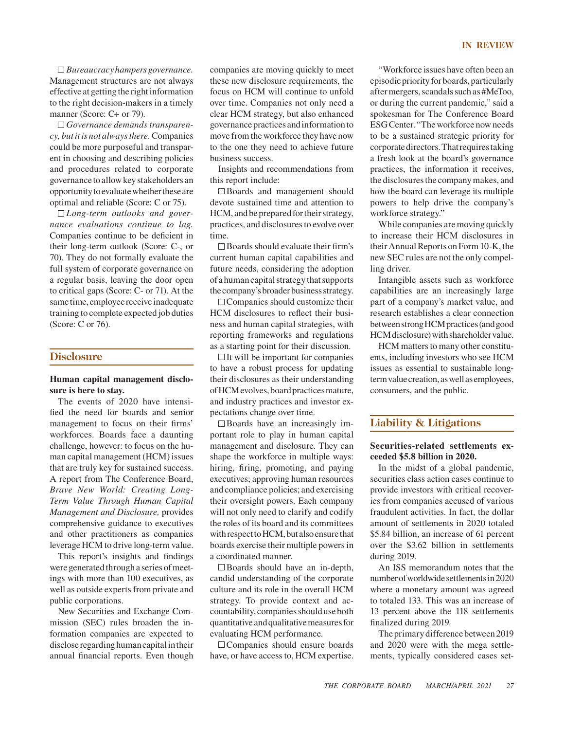☐ *Bureaucracy hampers governance.* Management structures are not always effective at getting the right information to the right decision-makers in a timely manner (Score: C+ or 79).

☐ *Governance demands transparency, but it is not always there.* Companies could be more purposeful and transparent in choosing and describing policies and procedures related to corporate governance to allow key stakeholders an opportunity to evaluate whether these are optimal and reliable (Score: C or 75).

☐ *Long-term outlooks and governance evaluations continue to lag.* Companies continue to be deficient in their long-term outlook (Score: C-, or 70). They do not formally evaluate the full system of corporate governance on a regular basis, leaving the door open to critical gaps (Score: C- or 71). At the same time, employee receive inadequate training to complete expected job duties (Score: C or 76).

## Disclosure

**Human capital management disclosure is here to stay.**

The events of 2020 have intensified the need for boards and senior management to focus on their firms' workforces. Boards face a daunting challenge, however: to focus on the human capital management (HCM) issues that are truly key for sustained success. A report from The Conference Board, *Brave New World: Creating Long-Term Value Through Human Capital Management and Disclosure,* provides comprehensive guidance to executives and other practitioners as companies leverage HCM to drive long-term value.

This report's insights and findings were generated through a series of meetings with more than 100 executives, as well as outside experts from private and public corporations.

New Securities and Exchange Commission (SEC) rules broaden the information companies are expected to disclose regarding human capital in their annual financial reports. Even though companies are moving quickly to meet these new disclosure requirements, the focus on HCM will continue to unfold over time. Companies not only need a clear HCM strategy, but also enhanced governance practices and information to move from the workforce they have now to the one they need to achieve future business success.

Insights and recommendations from this report include:

☐ Boards and management should devote sustained time and attention to HCM, and be prepared for their strategy, practices, and disclosures to evolve over time.

☐ Boards should evaluate their firm's current human capital capabilities and future needs, considering the adoption of a human capital strategy that supports the company's broader business strategy.

☐ Companies should customize their HCM disclosures to reflect their business and human capital strategies, with reporting frameworks and regulations as a starting point for their discussion.

☐ It will be important for companies to have a robust process for updating their disclosures as their understanding of HCM evolves, board practices mature, and industry practices and investor expectations change over time.

☐ Boards have an increasingly important role to play in human capital management and disclosure. They can shape the workforce in multiple ways: hiring, firing, promoting, and paying executives; approving human resources and compliance policies; and exercising their oversight powers. Each company will not only need to clarify and codify the roles of its board and its committees with respect to HCM, but also ensure that boards exercise their multiple powers in a coordinated manner.

☐ Boards should have an in-depth, candid understanding of the corporate culture and its role in the overall HCM strategy. To provide context and accountability, companies should use both quantitative and qualitative measures for evaluating HCM performance.

☐ Companies should ensure boards have, or have access to, HCM expertise.

"Workforce issues have often been an episodic priority for boards, particularly after mergers, scandals such as #MeToo, or during the current pandemic," said a spokesman for The Conference Board ESG Center. "The workforce now needs to be a sustained strategic priority for corporate directors. That requires taking a fresh look at the board's governance practices, the information it receives, the disclosures the company makes, and how the board can leverage its multiple powers to help drive the company's workforce strategy."

While companies are moving quickly to increase their HCM disclosures in their Annual Reports on Form 10-K, the new SEC rules are not the only compelling driver.

Intangible assets such as workforce capabilities are an increasingly large part of a company's market value, and research establishes a clear connection between strong HCM practices (and good HCM disclosure) with shareholder value.

HCM matters to many other constituents, including investors who see HCM issues as essential to sustainable long-term value creation, as well as employees, consumers, and the public.

## Liability & Litigations

**Securities-related settlements exceeded $5.8 billion in 2020.**

In the midst of a global pandemic, securities class action cases continue to provide investors with critical recoveries from companies accused of various fraudulent activities. In fact, the dollar amount of settlements in 2020 totaled $5.84 billion, an increase of 61 percent over the $3.62 billion in settlements during 2019.

An ISS memorandum notes that the number of worldwide settlements in 2020 where a monetary amount was agreed to totaled 133. This was an increase of 13 percent above the 118 settlements finalized during 2019.

The primary difference between 2019 and 2020 were with the mega settlements, typically considered cases set-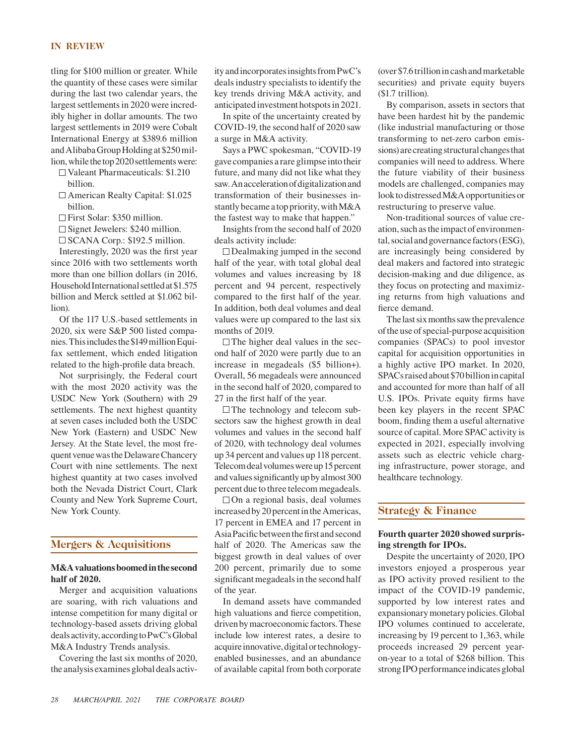tling for $100 million or greater. While the quantity of these cases were similar during the last two calendar years, the largest settlements in 2020 were incredibly higher in dollar amounts. The two largest settlements in 2019 were Cobalt International Energy at $389.6 million and Alibaba Group Holding at $250 million, while the top 2020 settlements were:

- Valeant Pharmaceuticals: $1.210 billion.
- American Realty Capital: $1.025 billion.
- First Solar: $350 million.
- Signet Jewelers: $240 million.
- SCANA Corp.: $192.5 million.

Interestingly, 2020 was the first year since 2016 with two settlements worth more than one billion dollars (in 2016, Household International settled at $1.575 billion and Merck settled at $1.062 billion).

Of the 117 U.S.-based settlements in 2020, six were S&P 500 listed companies. This includes the $149 million Equifax settlement, which ended litigation related to the high-profile data breach.

Not surprisingly, the Federal court with the most 2020 activity was the USDC New York (Southern) with 29 settlements. The next highest quantity at seven cases included both the USDC New York (Eastern) and USDC New Jersey. At the State level, the most frequent venue was the Delaware Chancery Court with nine settlements. The next highest quantity at two cases involved both the Nevada District Court, Clark County and New York Supreme Court, New York County.

## Mergers & Acquisitions

**M&A valuations boomed in the second half of 2020.**

Merger and acquisition valuations are soaring, with rich valuations and intense competition for many digital or technology-based assets driving global deals activity, according to PwC's Global M&A Industry Trends analysis.

Covering the last six months of 2020, the analysis examines global deals activity and incorporates insights from PwC's deals industry specialists to identify the key trends driving M&A activity, and anticipated investment hotspots in 2021.

In spite of the uncertainty created by COVID-19, the second half of 2020 saw a surge in M&A activity.

Says a PWC spokesman, "COVID-19 gave companies a rare glimpse into their future, and many did not like what they saw. An acceleration of digitalization and transformation of their businesses instantly became a top priority, with M&A the fastest way to make that happen."

Insights from the second half of 2020 deals activity include:

- Dealmaking jumped in the second half of the year, with total global deal volumes and values increasing by 18 percent and 94 percent, respectively compared to the first half of the year. In addition, both deal volumes and deal values were up compared to the last six months of 2019.
- The higher deal values in the second half of 2020 were partly due to an increase in megadeals ($5 billion+). Overall, 56 megadeals were announced in the second half of 2020, compared to 27 in the first half of the year.
- The technology and telecom subsectors saw the highest growth in deal volumes and values in the second half of 2020, with technology deal volumes up 34 percent and values up 118 percent. Telecom deal volumes were up 15 percent and values significantly up by almost 300 percent due to three telecom megadeals.
- On a regional basis, deal volumes increased by 20 percent in the Americas, 17 percent in EMEA and 17 percent in Asia Pacific between the first and second half of 2020. The Americas saw the biggest growth in deal values of over 200 percent, primarily due to some significant megadeals in the second half of the year.

In demand assets have commanded high valuations and fierce competition, driven by macroeconomic factors. These include low interest rates, a desire to acquire innovative, digital or technology-enabled businesses, and an abundance of available capital from both corporate (over $7.6 trillion in cash and marketable securities) and private equity buyers ($1.7 trillion).

By comparison, assets in sectors that have been hardest hit by the pandemic (like industrial manufacturing or those transforming to net-zero carbon emissions) are creating structural changes that companies will need to address. Where the future viability of their business models are challenged, companies may look to distressed M&A opportunities or restructuring to preserve value.

Non-traditional sources of value creation, such as the impact of environmental, social and governance factors (ESG), are increasingly being considered by deal makers and factored into strategic decision-making and due diligence, as they focus on protecting and maximizing returns from high valuations and fierce demand.

The last six months saw the prevalence of the use of special-purpose acquisition companies (SPACs) to pool investor capital for acquisition opportunities in a highly active IPO market. In 2020, SPACs raised about $70 billion in capital and accounted for more than half of all U.S. IPOs. Private equity firms have been key players in the recent SPAC boom, finding them a useful alternative source of capital. More SPAC activity is expected in 2021, especially involving assets such as electric vehicle charging infrastructure, power storage, and healthcare technology.

## Strategy & Finance

**Fourth quarter 2020 showed surprising strength for IPOs.**

Despite the uncertainty of 2020, IPO investors enjoyed a prosperous year as IPO activity proved resilient to the impact of the COVID-19 pandemic, supported by low interest rates and expansionary monetary policies. Global IPO volumes continued to accelerate, increasing by 19 percent to 1,363, while proceeds increased 29 percent year-on-year to a total of $268 billion. This strong IPO performance indicates global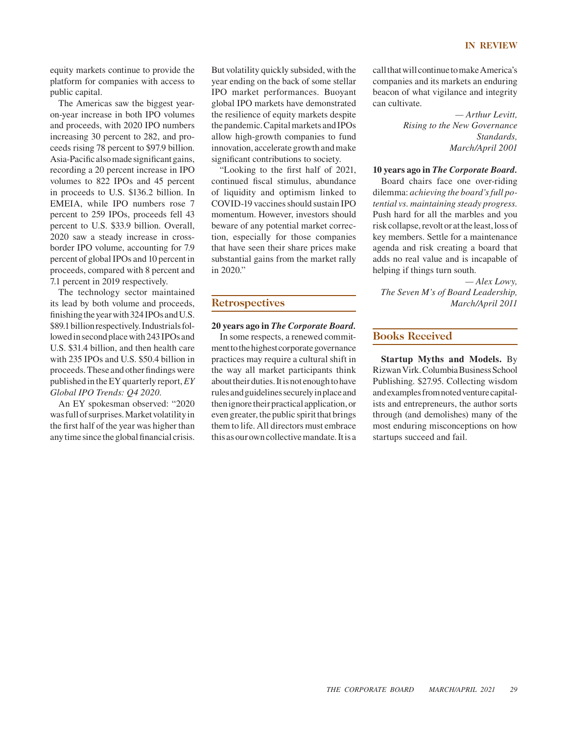equity markets continue to provide the platform for companies with access to public capital.

The Americas saw the biggest year-on-year increase in both IPO volumes and proceeds, with 2020 IPO numbers increasing 30 percent to 282, and proceeds rising 78 percent to $97.9 billion. Asia-Pacific also made significant gains, recording a 20 percent increase in IPO volumes to 822 IPOs and 45 percent in proceeds to U.S. $136.2 billion. In EMEIA, while IPO numbers rose 7 percent to 259 IPOs, proceeds fell 43 percent to U.S. $33.9 billion. Overall, 2020 saw a steady increase in cross-border IPO volume, accounting for 7.9 percent of global IPOs and 10 percent in proceeds, compared with 8 percent and 7.1 percent in 2019 respectively.

The technology sector maintained its lead by both volume and proceeds, finishing the year with 324 IPOs and U.S. $89.1 billion respectively. Industrials followed in second place with 243 IPOs and U.S. $31.4 billion, and then health care with 235 IPOs and U.S. $50.4 billion in proceeds. These and other findings were published in the EY quarterly report, *EY Global IPO Trends: Q4 2020*.

An EY spokesman observed: "2020 was full of surprises. Market volatility in the first half of the year was higher than any time since the global financial crisis. But volatility quickly subsided, with the year ending on the back of some stellar IPO market performances. Buoyant global IPO markets have demonstrated the resilience of equity markets despite the pandemic. Capital markets and IPOs allow high-growth companies to fund innovation, accelerate growth and make significant contributions to society.

"Looking to the first half of 2021, continued fiscal stimulus, abundance of liquidity and optimism linked to COVID-19 vaccines should sustain IPO momentum. However, investors should beware of any potential market correction, especially for those companies that have seen their share prices make substantial gains from the market rally in 2020."

## Retrospectives

**20 years ago in *The Corporate Board*.**

In some respects, a renewed commitment to the highest corporate governance practices may require a cultural shift in the way all market participants think about their duties. It is not enough to have rules and guidelines securely in place and then ignore their practical application, or even greater, the public spirit that brings them to life. All directors must embrace this as our own collective mandate. It is a call that will continue to make America's companies and its markets an enduring beacon of what vigilance and integrity can cultivate.

*— Arthur Levitt,*
*Rising to the New Governance Standards,*
*March/April 2001*

**10 years ago in *The Corporate Board*.**

Board chairs face one over-riding dilemma: *achieving the board's full potential vs. maintaining steady progress.* Push hard for all the marbles and you risk collapse, revolt or at the least, loss of key members. Settle for a maintenance agenda and risk creating a board that adds no real value and is incapable of helping if things turn south.

*— Alex Lowy,*
*The Seven M's of Board Leadership,*
*March/April 2011*

## Books Received

**Startup Myths and Models.** By Rizwan Virk. Columbia Business School Publishing. $27.95. Collecting wisdom and examples from noted venture capitalists and entrepreneurs, the author sorts through (and demolishes) many of the most enduring misconceptions on how startups succeed and fail.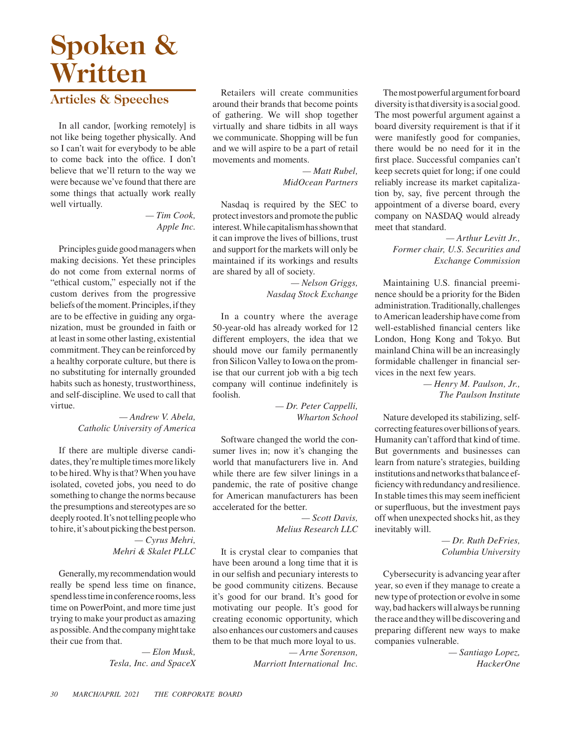# Spoken & Written

## Articles & Speeches

In all candor, [working remotely] is not like being together physically. And so I can't wait for everybody to be able to come back into the office. I don't believe that we'll return to the way we were because we've found that there are some things that actually work really well virtually.

*— Tim Cook,*
*Apple Inc.*

Principles guide good managers when making decisions. Yet these principles do not come from external norms of "ethical custom," especially not if the custom derives from the progressive beliefs of the moment. Principles, if they are to be effective in guiding any organization, must be grounded in faith or at least in some other lasting, existential commitment. They can be reinforced by a healthy corporate culture, but there is no substituting for internally grounded habits such as honesty, trustworthiness, and self-discipline. We used to call that virtue.

*— Andrew V. Abela,*
*Catholic University of America*

If there are multiple diverse candidates, they're multiple times more likely to be hired. Why is that? When you have isolated, coveted jobs, you need to do something to change the norms because the presumptions and stereotypes are so deeply rooted. It's not telling people who to hire, it's about picking the best person.

*— Cyrus Mehri,*
*Mehri & Skalet PLLC*

Generally, my recommendation would really be spend less time on finance, spend less time in conference rooms, less time on PowerPoint, and more time just trying to make your product as amazing as possible. And the company might take their cue from that.

*— Elon Musk,*
*Tesla, Inc. and SpaceX*

Retailers will create communities around their brands that become points of gathering. We will shop together virtually and share tidbits in all ways we communicate. Shopping will be fun and we will aspire to be a part of retail movements and moments.

*— Matt Rubel,*
*MidOcean Partners*

Nasdaq is required by the SEC to protect investors and promote the public interest. While capitalism has shown that it can improve the lives of billions, trust and support for the markets will only be maintained if its workings and results are shared by all of society.

*— Nelson Griggs,*
*Nasdaq Stock Exchange*

In a country where the average 50-year-old has already worked for 12 different employers, the idea that we should move our family permanently fron Silicon Valley to Iowa on the promise that our current job with a big tech company will continue indefinitely is foolish.

*— Dr. Peter Cappelli,*
*Wharton School*

Software changed the world the consumer lives in; now it's changing the world that manufacturers live in. And while there are few silver linings in a pandemic, the rate of positive change for American manufacturers has been accelerated for the better.

*— Scott Davis,*
*Melius Research LLC*

It is crystal clear to companies that have been around a long time that it is in our selfish and pecuniary interests to be good community citizens. Because it's good for our brand. It's good for motivating our people. It's good for creating economic opportunity, which also enhances our customers and causes them to be that much more loyal to us.

*— Arne Sorenson,*
*Marriott International Inc.*

The most powerful argument for board diversity is that diversity is a social good. The most powerful argument against a board diversity requirement is that if it were manifestly good for companies, there would be no need for it in the first place. Successful companies can't keep secrets quiet for long; if one could reliably increase its market capitalization by, say, five percent through the appointment of a diverse board, every company on NASDAQ would already meet that standard.

*— Arthur Levitt Jr.,*
*Former chair, U.S. Securities and Exchange Commission*

Maintaining U.S. financial preeminence should be a priority for the Biden administration. Traditionally, challenges to American leadership have come from well-established financial centers like London, Hong Kong and Tokyo. But mainland China will be an increasingly formidable challenger in financial services in the next few years.

*— Henry M. Paulson, Jr.,*
*The Paulson Institute*

Nature developed its stabilizing, self-correcting features over billions of years. Humanity can't afford that kind of time. But governments and businesses can learn from nature's strategies, building institutions and networks that balance efficiency with redundancy and resilience. In stable times this may seem inefficient or superfluous, but the investment pays off when unexpected shocks hit, as they inevitably will.

*— Dr. Ruth DeFries,*
*Columbia University*

Cybersecurity is advancing year after year, so even if they manage to create a new type of protection or evolve in some way, bad hackers will always be running the race and they will be discovering and preparing different new ways to make companies vulnerable.

*— Santiago Lopez,*
*HackerOne*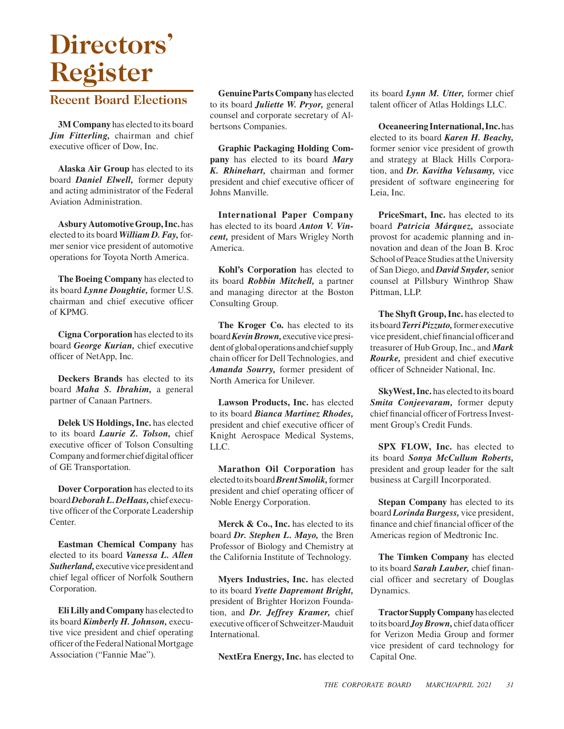# Directors' Register

## Recent Board Elections

**3M Company** has elected to its board ***Jim Fitterling,*** chairman and chief executive officer of Dow, Inc.

**Alaska Air Group** has elected to its board ***Daniel Elwell,*** former deputy and acting administrator of the Federal Aviation Administration.

**Asbury Automotive Group, Inc.** has elected to its board ***William D. Fay,*** former senior vice president of automotive operations for Toyota North America.

**The Boeing Company** has elected to its board ***Lynne Doughtie,*** former U.S. chairman and chief executive officer of KPMG.

**Cigna Corporation** has elected to its board ***George Kurian,*** chief executive officer of NetApp, Inc.

**Deckers Brands** has elected to its board ***Maha S. Ibrahim,*** a general partner of Canaan Partners.

**Delek US Holdings, Inc.** has elected to its board ***Laurie Z. Tolson,*** chief executive officer of Tolson Consulting Company and former chief digital officer of GE Transportation.

**Dover Corporation** has elected to its board ***Deborah L. DeHaas,*** chief executive officer of the Corporate Leadership Center.

**Eastman Chemical Company** has elected to its board ***Vanessa L. Allen Sutherland,*** executive vice president and chief legal officer of Norfolk Southern Corporation.

**Eli Lilly and Company** has elected to its board ***Kimberly H. Johnson,*** executive vice president and chief operating officer of the Federal National Mortgage Association ("Fannie Mae").

**Genuine Parts Company** has elected to its board ***Juliette W. Pryor,*** general counsel and corporate secretary of Albertsons Companies.

**Graphic Packaging Holding Company** has elected to its board ***Mary K. Rhinehart,*** chairman and former president and chief executive officer of Johns Manville.

**International Paper Company** has elected to its board ***Anton V. Vincent,*** president of Mars Wrigley North America.

**Kohl's Corporation** has elected to its board ***Robbin Mitchell,*** a partner and managing director at the Boston Consulting Group.

**The Kroger Co.** has elected to its board ***Kevin Brown,*** executive vice president of global operations and chief supply chain officer for Dell Technologies, and ***Amanda Sourry,*** former president of North America for Unilever.

**Lawson Products, Inc.** has elected to its board ***Bianca Martinez Rhodes,*** president and chief executive officer of Knight Aerospace Medical Systems, LLC.

**Marathon Oil Corporation** has elected to its board ***Brent Smolik,*** former president and chief operating officer of Noble Energy Corporation.

**Merck & Co., Inc.** has elected to its board ***Dr. Stephen L. Mayo,*** the Bren Professor of Biology and Chemistry at the California Institute of Technology.

**Myers Industries, Inc.** has elected to its board ***Yvette Dapremont Bright,*** president of Brighter Horizon Foundation, and ***Dr. Jeffrey Kramer,*** chief executive officer of Schweitzer-Mauduit International.

**NextEra Energy, Inc.** has elected to its board ***Lynn M. Utter,*** former chief talent officer of Atlas Holdings LLC.

**Oceaneering International, Inc.** has elected to its board ***Karen H. Beachy,*** former senior vice president of growth and strategy at Black Hills Corporation, and ***Dr. Kavitha Velusamy,*** vice president of software engineering for Leia, Inc.

**PriceSmart, Inc.** has elected to its board ***Patricia Márquez,*** associate provost for academic planning and innovation and dean of the Joan B. Kroc School of Peace Studies at the University of San Diego, and ***David Snyder,*** senior counsel at Pillsbury Winthrop Shaw Pittman, LLP.

**The Shyft Group, Inc.** has elected to its board ***Terri Pizzuto,*** former executive vice president, chief financial officer and treasurer of Hub Group, Inc., and ***Mark Rourke,*** president and chief executive officer of Schneider National, Inc.

**SkyWest, Inc.** has elected to its board ***Smita Conjeevaram,*** former deputy chief financial officer of Fortress Investment Group's Credit Funds.

**SPX FLOW, Inc.** has elected to its board ***Sonya McCullum Roberts,*** president and group leader for the salt business at Cargill Incorporated.

**Stepan Company** has elected to its board ***Lorinda Burgess,*** vice president, finance and chief financial officer of the Americas region of Medtronic Inc.

**The Timken Company** has elected to its board ***Sarah Lauber,*** chief financial officer and secretary of Douglas Dynamics.

**Tractor Supply Company** has elected to its board ***Joy Brown,*** chief data officer for Verizon Media Group and former vice president of card technology for Capital One.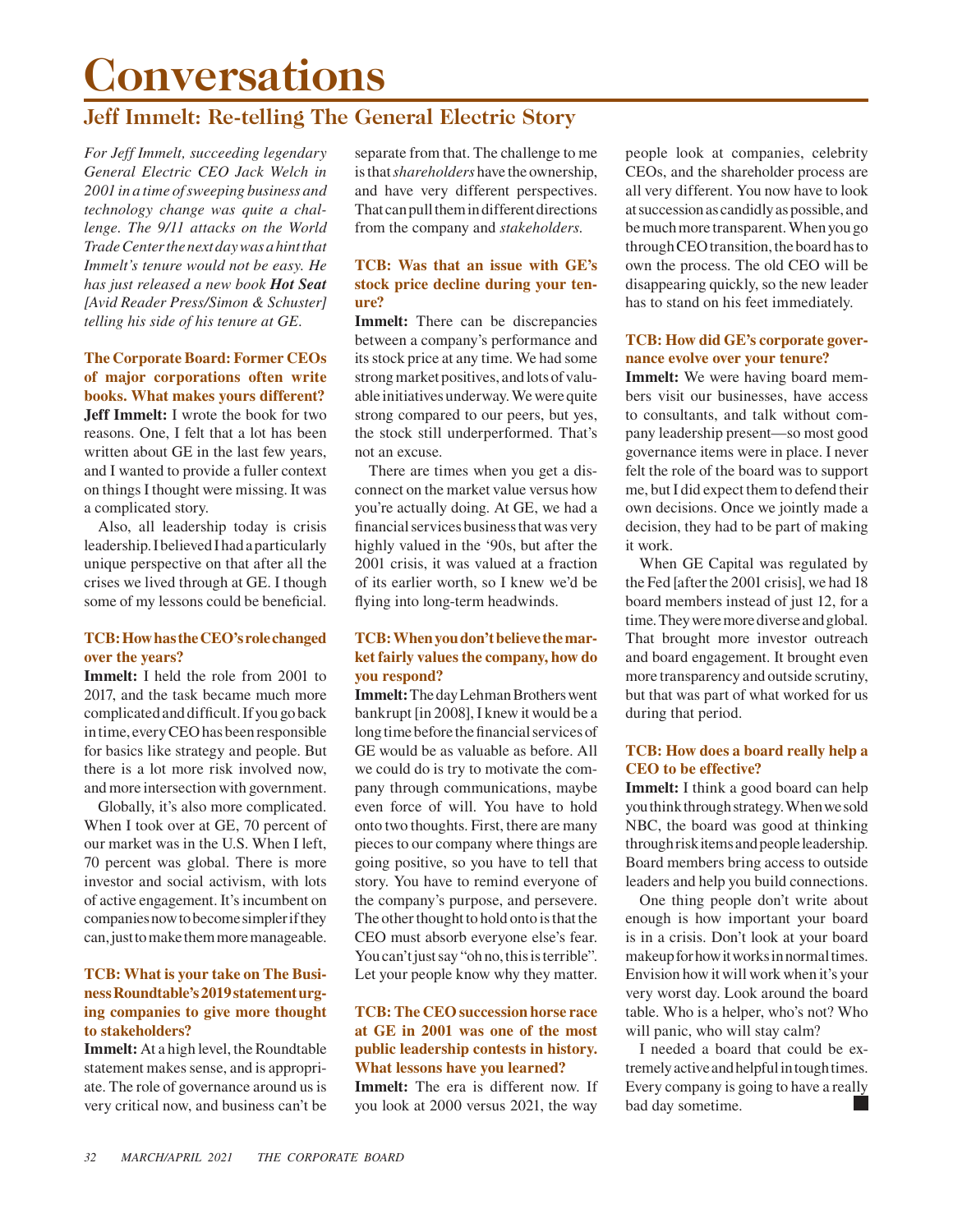# Conversations

## Jeff Immelt: Re-telling The General Electric Story

*For Jeff Immelt, succeeding legendary General Electric CEO Jack Welch in 2001 in a time of sweeping business and technology change was quite a challenge. The 9/11 attacks on the World Trade Center the next day was a hint that Immelt's tenure would not be easy. He has just released a new book **Hot Seat** [Avid Reader Press/Simon & Schuster] telling his side of his tenure at GE.*

**The Corporate Board: Former CEOs of major corporations often write books. What makes yours different?**

**Jeff Immelt:** I wrote the book for two reasons. One, I felt that a lot has been written about GE in the last few years, and I wanted to provide a fuller context on things I thought were missing. It was a complicated story.

Also, all leadership today is crisis leadership. I believed I had a particularly unique perspective on that after all the crises we lived through at GE. I though some of my lessons could be beneficial.

**TCB: How has the CEO's role changed over the years?**

**Immelt:** I held the role from 2001 to 2017, and the task became much more complicated and difficult. If you go back in time, every CEO has been responsible for basics like strategy and people. But there is a lot more risk involved now, and more intersection with government.

Globally, it's also more complicated. When I took over at GE, 70 percent of our market was in the U.S. When I left, 70 percent was global. There is more investor and social activism, with lots of active engagement. It's incumbent on companies now to become simpler if they can, just to make them more manageable.

**TCB: What is your take on The Business Roundtable's 2019 statement urging companies to give more thought to stakeholders?**

**Immelt:** At a high level, the Roundtable statement makes sense, and is appropriate. The role of governance around us is very critical now, and business can't be separate from that. The challenge to me is that *shareholders* have the ownership, and have very different perspectives. That can pull them in different directions from the company and *stakeholders*.

**TCB: Was that an issue with GE's stock price decline during your tenure?**

**Immelt:** There can be discrepancies between a company's performance and its stock price at any time. We had some strong market positives, and lots of valuable initiatives underway. We were quite strong compared to our peers, but yes, the stock still underperformed. That's not an excuse.

There are times when you get a disconnect on the market value versus how you're actually doing. At GE, we had a financial services business that was very highly valued in the '90s, but after the 2001 crisis, it was valued at a fraction of its earlier worth, so I knew we'd be flying into long-term headwinds.

**TCB: When you don't believe the market fairly values the company, how do you respond?**

**Immelt:** The day Lehman Brothers went bankrupt [in 2008], I knew it would be a long time before the financial services of GE would be as valuable as before. All we could do is try to motivate the company through communications, maybe even force of will. You have to hold onto two thoughts. First, there are many pieces to our company where things are going positive, so you have to tell that story. You have to remind everyone of the company's purpose, and persevere. The other thought to hold onto is that the CEO must absorb everyone else's fear. You can't just say "oh no, this is terrible". Let your people know why they matter.

**TCB: The CEO succession horse race at GE in 2001 was one of the most public leadership contests in history. What lessons have you learned?**

**Immelt:** The era is different now. If you look at 2000 versus 2021, the way people look at companies, celebrity CEOs, and the shareholder process are all very different. You now have to look at succession as candidly as possible, and be much more transparent. When you go through CEO transition, the board has to own the process. The old CEO will be disappearing quickly, so the new leader has to stand on his feet immediately.

**TCB: How did GE's corporate governance evolve over your tenure?**

**Immelt:** We were having board members visit our businesses, have access to consultants, and talk without company leadership present—so most good governance items were in place. I never felt the role of the board was to support me, but I did expect them to defend their own decisions. Once we jointly made a decision, they had to be part of making it work.

When GE Capital was regulated by the Fed [after the 2001 crisis], we had 18 board members instead of just 12, for a time. They were more diverse and global. That brought more investor outreach and board engagement. It brought even more transparency and outside scrutiny, but that was part of what worked for us during that period.

**TCB: How does a board really help a CEO to be effective?**

**Immelt:** I think a good board can help you think through strategy. When we sold NBC, the board was good at thinking through risk items and people leadership. Board members bring access to outside leaders and help you build connections.

One thing people don't write about enough is how important your board is in a crisis. Don't look at your board makeup for how it works in normal times. Envision how it will work when it's your very worst day. Look around the board table. Who is a helper, who's not? Who will panic, who will stay calm?

I needed a board that could be extremely active and helpful in tough times. Every company is going to have a really bad day sometime. ■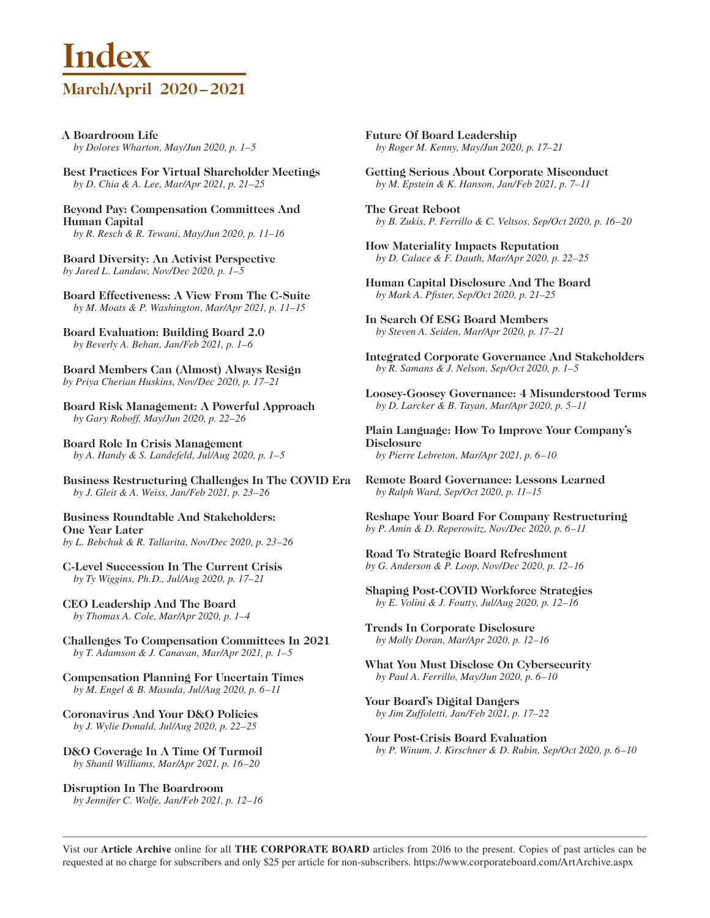# Index

## March/April 2020 – 2021

**A Boardroom Life**
*by Dolores Wharton, May/Jun 2020, p. 1–5*

**Best Practices For Virtual Shareholder Meetings**
*by D. Chia & A. Lee, Mar/Apr 2021, p. 21–25*

**Beyond Pay: Compensation Committees And Human Capital**
*by R. Resch & R. Tewani, May/Jun 2020, p. 11–16*

**Board Diversity: An Activist Perspective**
*by Jared L. Landaw, Nov/Dec 2020, p. 1–5*

**Board Effectiveness: A View From The C-Suite**
*by M. Moats & P. Washington, Mar/Apr 2021, p. 11–15*

**Board Evaluation: Building Board 2.0**
*by Beverly A. Behan, Jan/Feb 2021, p. 1–6*

**Board Members Can (Almost) Always Resign**
*by Priya Cherian Huskins, Nov/Dec 2020, p. 17–21*

**Board Risk Management: A Powerful Approach**
*by Gary Roboff, May/Jun 2020, p. 22–26*

**Board Role In Crisis Management**
*by A. Handy & S. Landefeld, Jul/Aug 2020, p. 1–5*

**Business Restructuring Challenges In The COVID Era**
*by J. Gleit & A. Weiss, Jan/Feb 2021, p. 23–26*

**Business Roundtable And Stakeholders: One Year Later**
*by L. Bebchuk & R. Tallarita, Nov/Dec 2020, p. 23–26*

**C-Level Succession In The Current Crisis**
*by Ty Wiggins, Ph.D., Jul/Aug 2020, p. 17–21*

**CEO Leadership And The Board**
*by Thomas A. Cole, Mar/Apr 2020, p. 1–4*

**Challenges To Compensation Committees In 2021**
*by T. Adamson & J. Canavan, Mar/Apr 2021, p. 1–5*

**Compensation Planning For Uncertain Times**
*by M. Engel & B. Masuda, Jul/Aug 2020, p. 6–11*

**Coronavirus And Your D&O Policies**
*by J. Wylie Donald, Jul/Aug 2020, p. 22–25*

**D&O Coverage In A Time Of Turmoil**
*by Shanil Williams, Mar/Apr 2021, p. 16–20*

**Disruption In The Boardroom**
*by Jennifer C. Wolfe, Jan/Feb 2021, p. 12–16*

**Future Of Board Leadership**
*by Roger M. Kenny, May/Jun 2020, p. 17–21*

**Getting Serious About Corporate Misconduct**
*by M. Epstein & K. Hanson, Jan/Feb 2021, p. 7–11*

**The Great Reboot**
*by B. Zukis, P. Ferrillo & C. Veltsos, Sep/Oct 2020, p. 16–20*

**How Materiality Impacts Reputation**
*by D. Calace & F. Dauth, Mar/Apr 2020, p. 22–25*

**Human Capital Disclosure And The Board**
*by Mark A. Pfister, Sep/Oct 2020, p. 21–25*

**In Search Of ESG Board Members**
*by Steven A. Seiden, Mar/Apr 2020, p. 17–21*

**Integrated Corporate Governance And Stakeholders**
*by R. Samans & J. Nelson, Sep/Oct 2020, p. 1–5*

**Loosey-Goosey Governance: 4 Misunderstood Terms**
*by D. Larcker & B. Tayan, Mar/Apr 2020, p. 5–11*

**Plain Language: How To Improve Your Company's Disclosure**
*by Pierre Lebreton, Mar/Apr 2021, p. 6–10*

**Remote Board Governance: Lessons Learned**
*by Ralph Ward, Sep/Oct 2020, p. 11–15*

**Reshape Your Board For Company Restructuring**
*by P. Amin & D. Reperowitz, Nov/Dec 2020, p. 6–11*

**Road To Strategic Board Refreshment**
*by G. Anderson & P. Loop, Nov/Dec 2020, p. 12–16*

**Shaping Post-COVID Workforce Strategies**
*by E. Volini & J. Foutty, Jul/Aug 2020, p. 12–16*

**Trends In Corporate Disclosure**
*by Molly Doran, Mar/Apr 2020, p. 12–16*

**What You Must Disclose On Cybersecurity**
*by Paul A. Ferrillo, May/Jun 2020, p. 6–10*

**Your Board's Digital Dangers**
*by Jim Zuffoletti, Jan/Feb 2021, p. 17–22*

**Your Post-Crisis Board Evaluation**
*by P. Winum, J. Kirschner & D. Rubin, Sep/Oct 2020, p. 6–10*

---

Vist our **Article Archive** online for all **THE CORPORATE BOARD** articles from 2016 to the present. Copies of past articles can be requested at no charge for subscribers and only $25 per article for non-subscribers. https://www.corporateboard.com/ArtArchive.aspx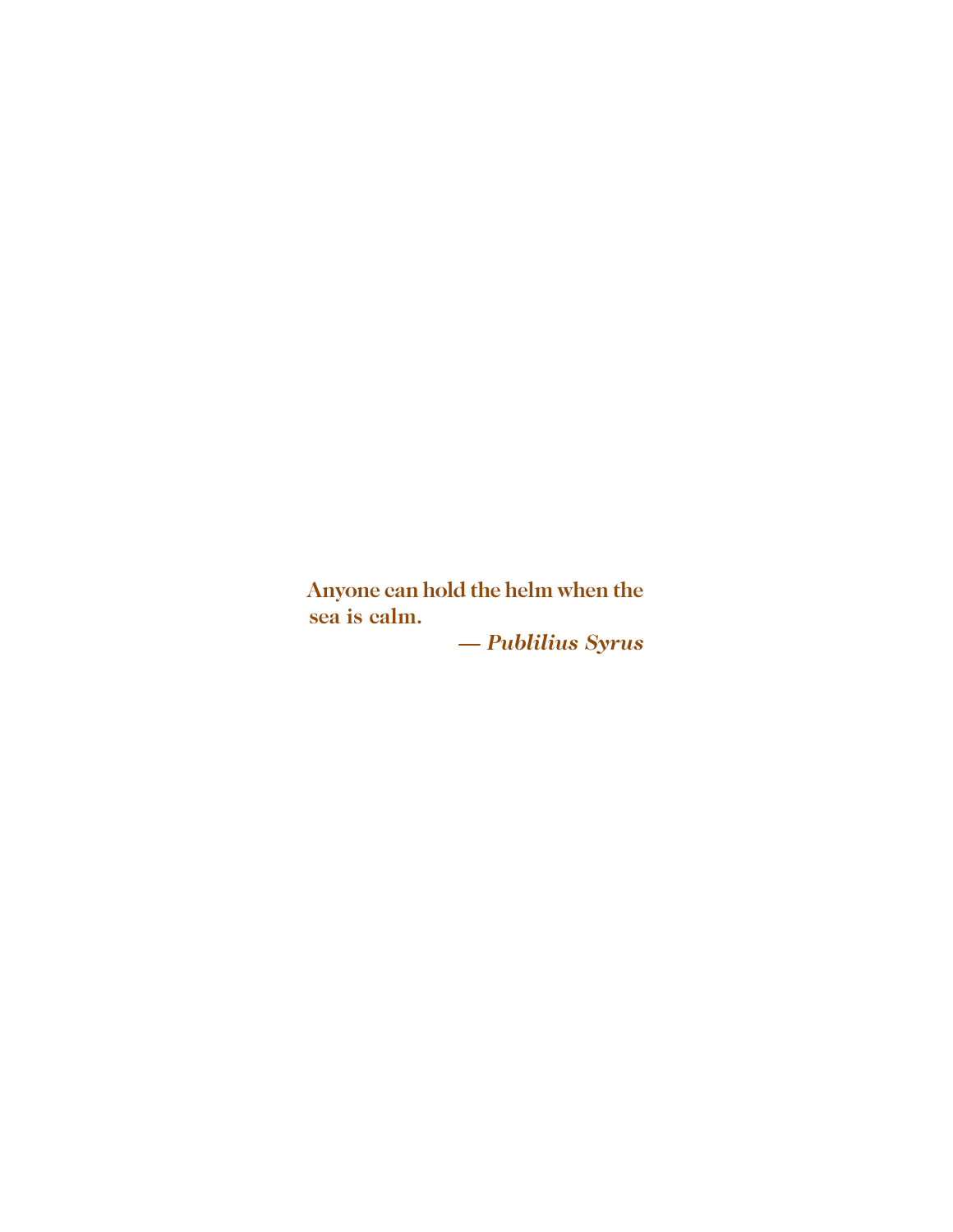**Anyone can hold the helm when the sea is calm.**

***— Publilius Syrus***